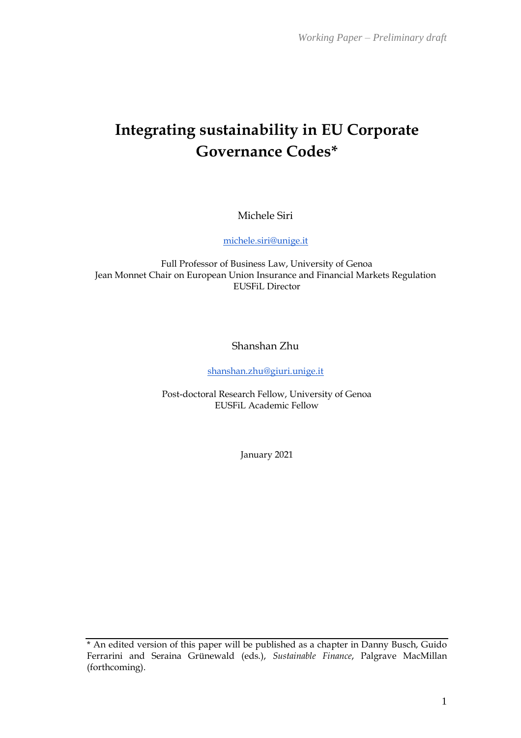*Working Paper – Preliminary draft*

# Integrating sustainability in EU Corporate Governance Codes*

Michele Siri

michele.siri@unige.it

Full Professor of Business Law, University of Genoa
Jean Monnet Chair on European Union Insurance and Financial Markets Regulation
EUSFiL Director

Shanshan Zhu

shanshan.zhu@giuri.unige.it

Post-doctoral Research Fellow, University of Genoa
EUSFiL Academic Fellow

January 2021

---

* An edited version of this paper will be published as a chapter in Danny Busch, Guido Ferrarini and Seraina Grünewald (eds.), *Sustainable Finance*, Palgrave MacMillan (forthcoming).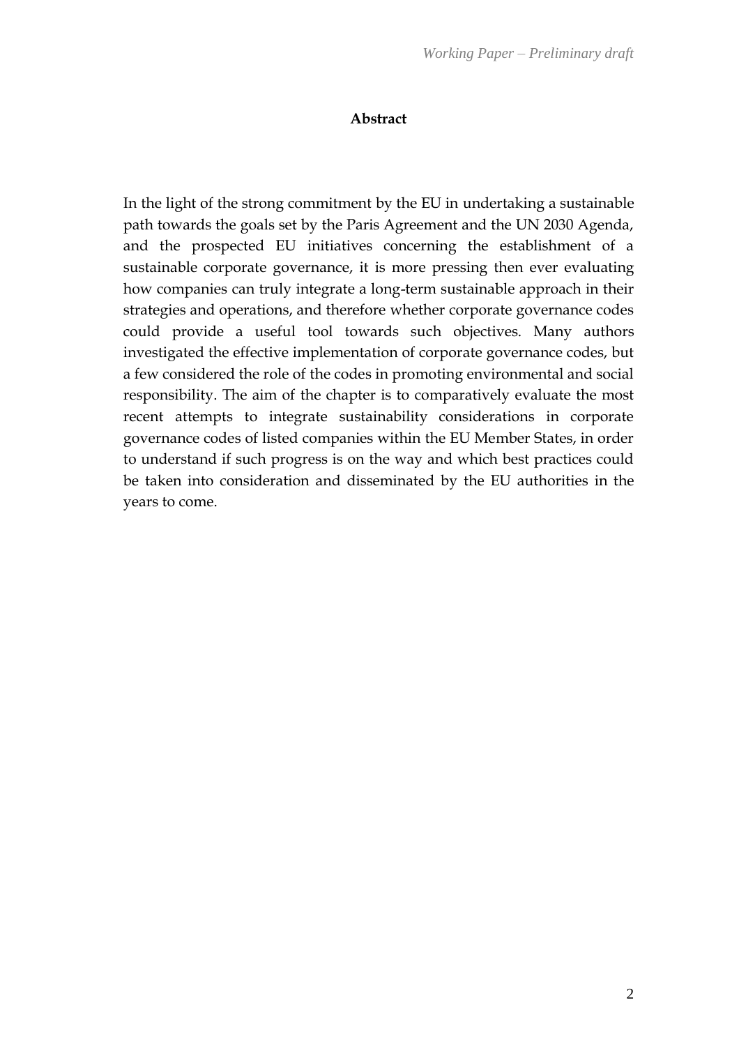**Abstract**

In the light of the strong commitment by the EU in undertaking a sustainable path towards the goals set by the Paris Agreement and the UN 2030 Agenda, and the prospected EU initiatives concerning the establishment of a sustainable corporate governance, it is more pressing then ever evaluating how companies can truly integrate a long-term sustainable approach in their strategies and operations, and therefore whether corporate governance codes could provide a useful tool towards such objectives. Many authors investigated the effective implementation of corporate governance codes, but a few considered the role of the codes in promoting environmental and social responsibility. The aim of the chapter is to comparatively evaluate the most recent attempts to integrate sustainability considerations in corporate governance codes of listed companies within the EU Member States, in order to understand if such progress is on the way and which best practices could be taken into consideration and disseminated by the EU authorities in the years to come.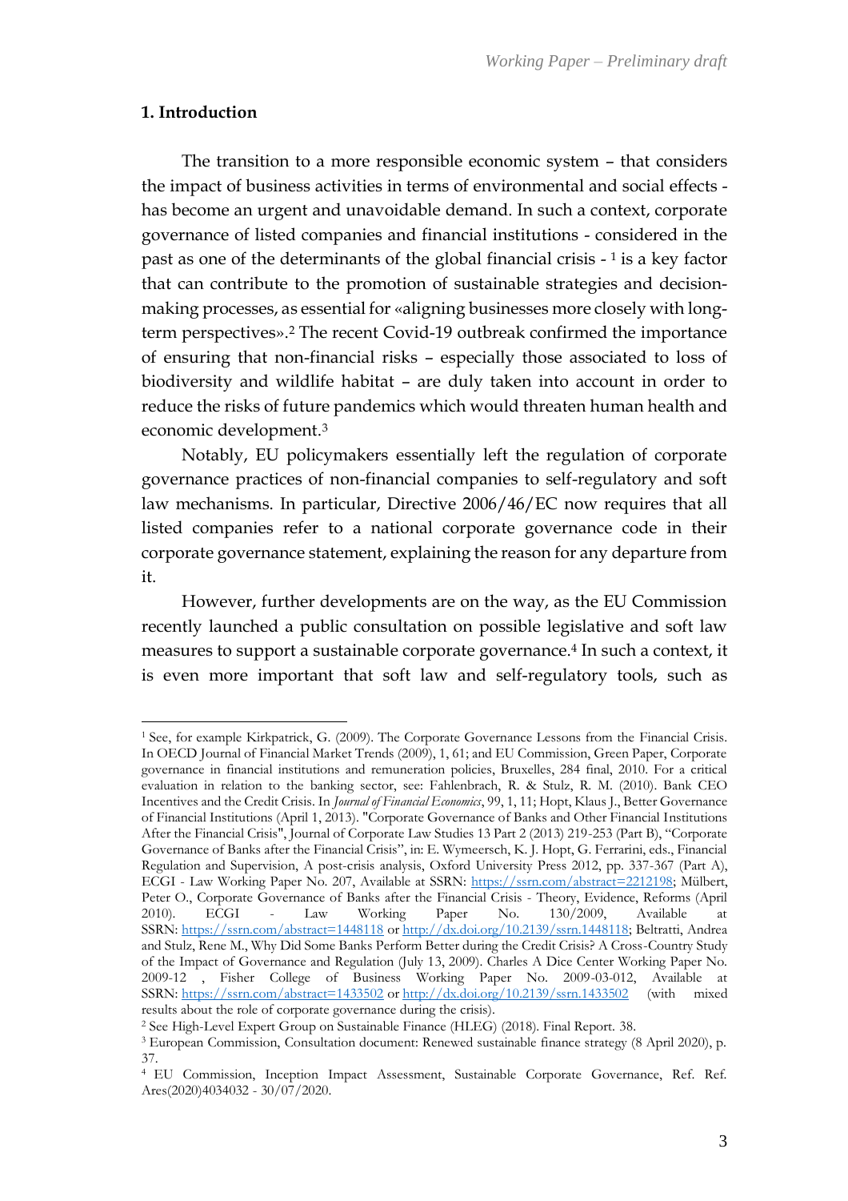## 1. Introduction

The transition to a more responsible economic system – that considers the impact of business activities in terms of environmental and social effects - has become an urgent and unavoidable demand. In such a context, corporate governance of listed companies and financial institutions - considered in the past as one of the determinants of the global financial crisis - [1] is a key factor that can contribute to the promotion of sustainable strategies and decision-making processes, as essential for «aligning businesses more closely with long-term perspectives».[2] The recent Covid-19 outbreak confirmed the importance of ensuring that non-financial risks – especially those associated to loss of biodiversity and wildlife habitat – are duly taken into account in order to reduce the risks of future pandemics which would threaten human health and economic development.[3]

Notably, EU policymakers essentially left the regulation of corporate governance practices of non-financial companies to self-regulatory and soft law mechanisms. In particular, Directive 2006/46/EC now requires that all listed companies refer to a national corporate governance code in their corporate governance statement, explaining the reason for any departure from it.

However, further developments are on the way, as the EU Commission recently launched a public consultation on possible legislative and soft law measures to support a sustainable corporate governance.[4] In such a context, it is even more important that soft law and self-regulatory tools, such as

---

[1] See, for example Kirkpatrick, G. (2009). The Corporate Governance Lessons from the Financial Crisis. In OECD Journal of Financial Market Trends (2009), 1, 61; and EU Commission, Green Paper, Corporate governance in financial institutions and remuneration policies, Bruxelles, 284 final, 2010. For a critical evaluation in relation to the banking sector, see: Fahlenbrach, R. & Stulz, R. M. (2010). Bank CEO Incentives and the Credit Crisis. In *Journal of Financial Economics*, 99, 1, 11; Hopt, Klaus J., Better Governance of Financial Institutions (April 1, 2013). "Corporate Governance of Banks and Other Financial Institutions After the Financial Crisis", Journal of Corporate Law Studies 13 Part 2 (2013) 219-253 (Part B), "Corporate Governance of Banks after the Financial Crisis", in: E. Wymeersch, K. J. Hopt, G. Ferrarini, eds., Financial Regulation and Supervision, A post-crisis analysis, Oxford University Press 2012, pp. 337-367 (Part A), ECGI - Law Working Paper No. 207, Available at SSRN: https://ssrn.com/abstract=2212198; Mülbert, Peter O., Corporate Governance of Banks after the Financial Crisis - Theory, Evidence, Reforms (April 2010). ECGI - Law Working Paper No. 130/2009, Available at SSRN: https://ssrn.com/abstract=1448118 or http://dx.doi.org/10.2139/ssrn.1448118; Beltratti, Andrea and Stulz, Rene M., Why Did Some Banks Perform Better during the Credit Crisis? A Cross-Country Study of the Impact of Governance and Regulation (July 13, 2009). Charles A Dice Center Working Paper No. 2009-12 , Fisher College of Business Working Paper No. 2009-03-012, Available at SSRN: https://ssrn.com/abstract=1433502 or http://dx.doi.org/10.2139/ssrn.1433502 (with mixed results about the role of corporate governance during the crisis).

[2] See High-Level Expert Group on Sustainable Finance (HLEG) (2018). Final Report. 38.

[3] European Commission, Consultation document: Renewed sustainable finance strategy (8 April 2020), p. 37.

[4] EU Commission, Inception Impact Assessment, Sustainable Corporate Governance, Ref. Ref. Ares(2020)4034032 - 30/07/2020.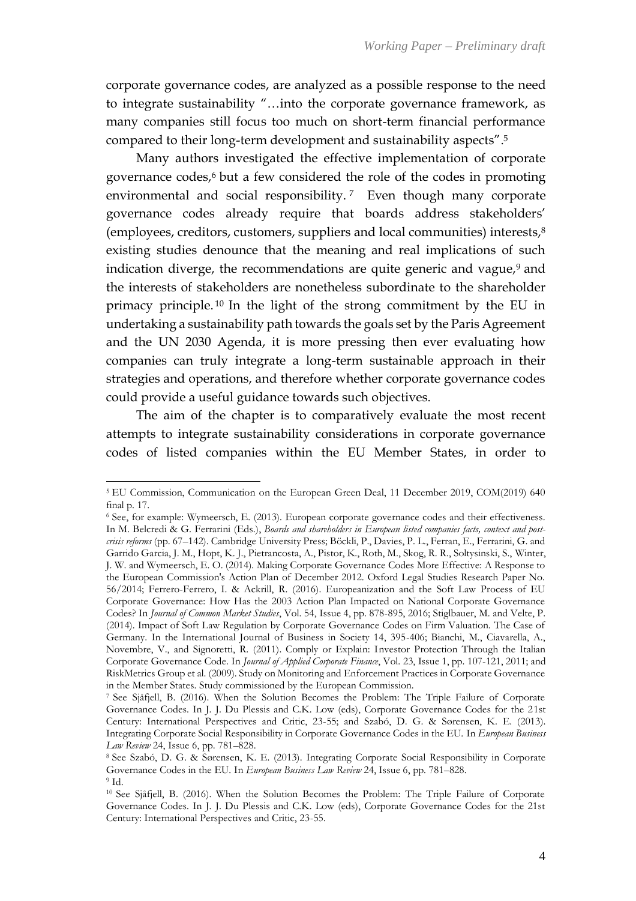corporate governance codes, are analyzed as a possible response to the need to integrate sustainability "…into the corporate governance framework, as many companies still focus too much on short-term financial performance compared to their long-term development and sustainability aspects".[5]

Many authors investigated the effective implementation of corporate governance codes,[6] but a few considered the role of the codes in promoting environmental and social responsibility.[7] Even though many corporate governance codes already require that boards address stakeholders' (employees, creditors, customers, suppliers and local communities) interests,[8] existing studies denounce that the meaning and real implications of such indication diverge, the recommendations are quite generic and vague,[9] and the interests of stakeholders are nonetheless subordinate to the shareholder primacy principle.[10] In the light of the strong commitment by the EU in undertaking a sustainability path towards the goals set by the Paris Agreement and the UN 2030 Agenda, it is more pressing then ever evaluating how companies can truly integrate a long-term sustainable approach in their strategies and operations, and therefore whether corporate governance codes could provide a useful guidance towards such objectives.

The aim of the chapter is to comparatively evaluate the most recent attempts to integrate sustainability considerations in corporate governance codes of listed companies within the EU Member States, in order to

---

[5] EU Commission, Communication on the European Green Deal, 11 December 2019, COM(2019) 640 final p. 17.

[6] See, for example: Wymeersch, E. (2013). European corporate governance codes and their effectiveness. In M. Belcredi & G. Ferrarini (Eds.), *Boards and shareholders in European listed companies facts, context and post-crisis reforms* (pp. 67–142). Cambridge University Press; Böckli, P., Davies, P. L., Ferran, E., Ferrarini, G. and Garrido Garcia, J. M., Hopt, K. J., Pietrancosta, A., Pistor, K., Roth, M., Skog, R. R., Soltysinski, S., Winter, J. W. and Wymeersch, E. O. (2014). Making Corporate Governance Codes More Effective: A Response to the European Commission's Action Plan of December 2012. Oxford Legal Studies Research Paper No. 56/2014; Ferrero-Ferrero, I. & Ackrill, R. (2016). Europeanization and the Soft Law Process of EU Corporate Governance: How Has the 2003 Action Plan Impacted on National Corporate Governance Codes? In *Journal of Common Market Studies*, Vol. 54, Issue 4, pp. 878-895, 2016; Stiglbauer, M. and Velte, P. (2014). Impact of Soft Law Regulation by Corporate Governance Codes on Firm Valuation. The Case of Germany. In the International Journal of Business in Society 14, 395-406; Bianchi, M., Ciavarella, A., Novembre, V., and Signoretti, R. (2011). Comply or Explain: Investor Protection Through the Italian Corporate Governance Code. In *Journal of Applied Corporate Finance*, Vol. 23, Issue 1, pp. 107-121, 2011; and RiskMetrics Group et al. (2009). Study on Monitoring and Enforcement Practices in Corporate Governance in the Member States. Study commissioned by the European Commission.

[7] See Sjåfjell, B. (2016). When the Solution Becomes the Problem: The Triple Failure of Corporate Governance Codes. In J. J. Du Plessis and C.K. Low (eds), Corporate Governance Codes for the 21st Century: International Perspectives and Critic, 23-55; and Szabó, D. G. & Sørensen, K. E. (2013). Integrating Corporate Social Responsibility in Corporate Governance Codes in the EU. In *European Business Law Review* 24, Issue 6, pp. 781–828.

[8] See Szabó, D. G. & Sørensen, K. E. (2013). Integrating Corporate Social Responsibility in Corporate Governance Codes in the EU. In *European Business Law Review* 24, Issue 6, pp. 781–828.

[9] Id.

[10] See Sjåfjell, B. (2016). When the Solution Becomes the Problem: The Triple Failure of Corporate Governance Codes. In J. J. Du Plessis and C.K. Low (eds), Corporate Governance Codes for the 21st Century: International Perspectives and Critic, 23-55.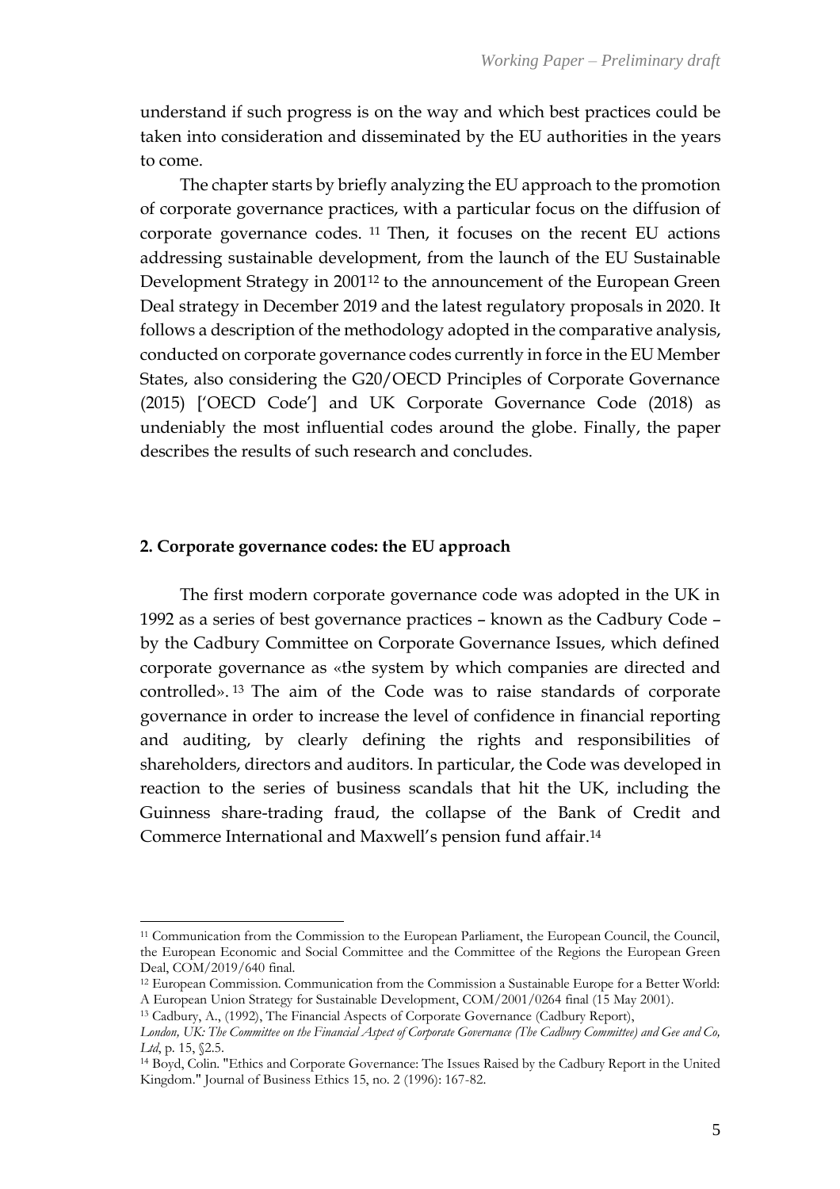understand if such progress is on the way and which best practices could be taken into consideration and disseminated by the EU authorities in the years to come.

The chapter starts by briefly analyzing the EU approach to the promotion of corporate governance practices, with a particular focus on the diffusion of corporate governance codes. [11] Then, it focuses on the recent EU actions addressing sustainable development, from the launch of the EU Sustainable Development Strategy in 2001[12] to the announcement of the European Green Deal strategy in December 2019 and the latest regulatory proposals in 2020. It follows a description of the methodology adopted in the comparative analysis, conducted on corporate governance codes currently in force in the EU Member States, also considering the G20/OECD Principles of Corporate Governance (2015) ['OECD Code'] and UK Corporate Governance Code (2018) as undeniably the most influential codes around the globe. Finally, the paper describes the results of such research and concludes.

## 2. Corporate governance codes: the EU approach

The first modern corporate governance code was adopted in the UK in 1992 as a series of best governance practices – known as the Cadbury Code – by the Cadbury Committee on Corporate Governance Issues, which defined corporate governance as «the system by which companies are directed and controlled». [13] The aim of the Code was to raise standards of corporate governance in order to increase the level of confidence in financial reporting and auditing, by clearly defining the rights and responsibilities of shareholders, directors and auditors. In particular, the Code was developed in reaction to the series of business scandals that hit the UK, including the Guinness share-trading fraud, the collapse of the Bank of Credit and Commerce International and Maxwell's pension fund affair.[14]

---

[11] Communication from the Commission to the European Parliament, the European Council, the Council, the European Economic and Social Committee and the Committee of the Regions the European Green Deal, COM/2019/640 final.

[12] European Commission. Communication from the Commission a Sustainable Europe for a Better World: A European Union Strategy for Sustainable Development, COM/2001/0264 final (15 May 2001).

[13] Cadbury, A., (1992), The Financial Aspects of Corporate Governance (Cadbury Report), *London, UK: The Committee on the Financial Aspect of Corporate Governance (The Cadbury Committee) and Gee and Co, Ltd*, p. 15, §2.5.

[14] Boyd, Colin. "Ethics and Corporate Governance: The Issues Raised by the Cadbury Report in the United Kingdom." Journal of Business Ethics 15, no. 2 (1996): 167-82.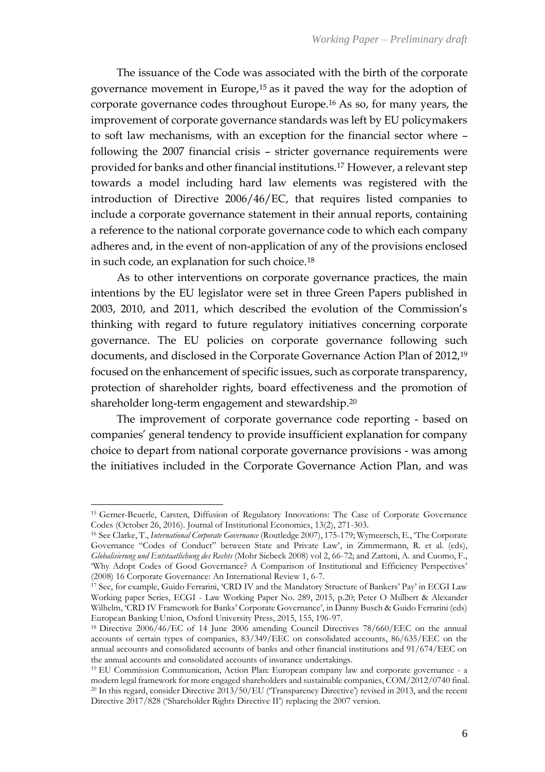The issuance of the Code was associated with the birth of the corporate governance movement in Europe,[15] as it paved the way for the adoption of corporate governance codes throughout Europe.[16] As so, for many years, the improvement of corporate governance standards was left by EU policymakers to soft law mechanisms, with an exception for the financial sector where – following the 2007 financial crisis – stricter governance requirements were provided for banks and other financial institutions.[17] However, a relevant step towards a model including hard law elements was registered with the introduction of Directive 2006/46/EC, that requires listed companies to include a corporate governance statement in their annual reports, containing a reference to the national corporate governance code to which each company adheres and, in the event of non-application of any of the provisions enclosed in such code, an explanation for such choice.[18]

As to other interventions on corporate governance practices, the main intentions by the EU legislator were set in three Green Papers published in 2003, 2010, and 2011, which described the evolution of the Commission's thinking with regard to future regulatory initiatives concerning corporate governance. The EU policies on corporate governance following such documents, and disclosed in the Corporate Governance Action Plan of 2012,[19] focused on the enhancement of specific issues, such as corporate transparency, protection of shareholder rights, board effectiveness and the promotion of shareholder long-term engagement and stewardship.[20]

The improvement of corporate governance code reporting - based on companies' general tendency to provide insufficient explanation for company choice to depart from national corporate governance provisions - was among the initiatives included in the Corporate Governance Action Plan, and was

---

[15] Gerner-Beuerle, Carsten, Diffusion of Regulatory Innovations: The Case of Corporate Governance Codes (October 26, 2016). Journal of Institutional Economics, 13(2), 271-303.

[16] See Clarke, T., *International Corporate Governance* (Routledge 2007), 175-179; Wymeersch, E., 'The Corporate Governance "Codes of Conduct" between State and Private Law', in Zimmermann, R. et al. (eds), *Globalisierung und Entstaatlichung des Rechts* (Mohr Siebeck 2008) vol 2, 66-72; and Zattoni, A. and Cuomo, F., 'Why Adopt Codes of Good Governance? A Comparison of Institutional and Efficiency Perspectives' (2008) 16 Corporate Governance: An International Review 1, 6-7.

[17] See, for example, Guido Ferrarini, 'CRD IV and the Mandatory Structure of Bankers' Pay' in ECGI Law Working paper Series, ECGI - Law Working Paper No. 289, 2015, p.20; Peter O Mülbert & Alexander Wilhelm, 'CRD IV Framework for Banks' Corporate Governance', in Danny Busch & Guido Ferrarini (eds) European Banking Union, Oxford University Press, 2015, 155, 196-97.

[18] Directive 2006/46/EC of 14 June 2006 amending Council Directives 78/660/EEC on the annual accounts of certain types of companies, 83/349/EEC on consolidated accounts, 86/635/EEC on the annual accounts and consolidated accounts of banks and other financial institutions and 91/674/EEC on the annual accounts and consolidated accounts of insurance undertakings.

[19] EU Commission Communication, Action Plan: European company law and corporate governance - a modern legal framework for more engaged shareholders and sustainable companies, COM/2012/0740 final.

[20] In this regard, consider Directive 2013/50/EU ('Transparency Directive') revised in 2013, and the recent Directive 2017/828 ('Shareholder Rights Directive II') replacing the 2007 version.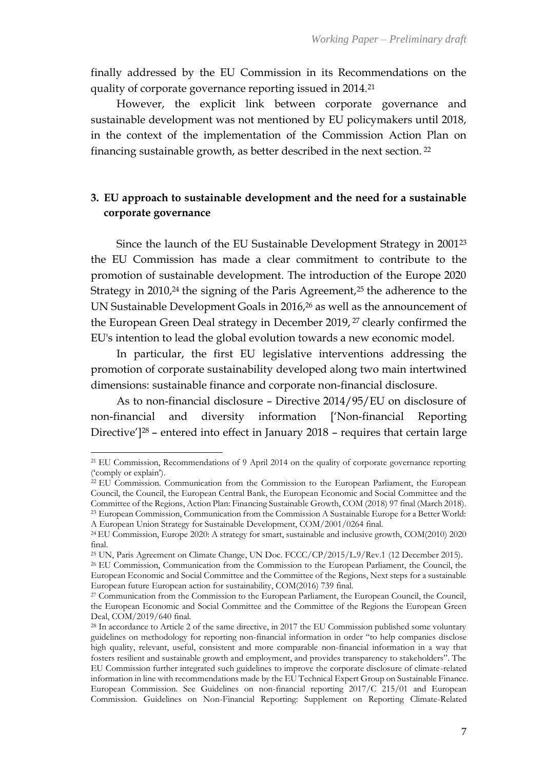finally addressed by the EU Commission in its Recommendations on the quality of corporate governance reporting issued in 2014.[21]

However, the explicit link between corporate governance and sustainable development was not mentioned by EU policymakers until 2018, in the context of the implementation of the Commission Action Plan on financing sustainable growth, as better described in the next section. [22]

## 3. EU approach to sustainable development and the need for a sustainable corporate governance

Since the launch of the EU Sustainable Development Strategy in 2001[23] the EU Commission has made a clear commitment to contribute to the promotion of sustainable development. The introduction of the Europe 2020 Strategy in 2010,[24] the signing of the Paris Agreement,[25] the adherence to the UN Sustainable Development Goals in 2016,[26] as well as the announcement of the European Green Deal strategy in December 2019, [27] clearly confirmed the EU's intention to lead the global evolution towards a new economic model.

In particular, the first EU legislative interventions addressing the promotion of corporate sustainability developed along two main intertwined dimensions: sustainable finance and corporate non-financial disclosure.

As to non-financial disclosure – Directive 2014/95/EU on disclosure of non-financial and diversity information ['Non-financial Reporting Directive'][28] – entered into effect in January 2018 – requires that certain large

---

[21] EU Commission, Recommendations of 9 April 2014 on the quality of corporate governance reporting ('comply or explain').

[22] EU Commission. Communication from the Commission to the European Parliament, the European Council, the Council, the European Central Bank, the European Economic and Social Committee and the Committee of the Regions, Action Plan: Financing Sustainable Growth, COM (2018) 97 final (March 2018).

[23] European Commission, Communication from the Commission A Sustainable Europe for a Better World: A European Union Strategy for Sustainable Development, COM/2001/0264 final.

[24] EU Commission, Europe 2020: A strategy for smart, sustainable and inclusive growth, COM(2010) 2020 final.

[25] UN, Paris Agreement on Climate Change, UN Doc. FCCC/CP/2015/L.9/Rev.1 (12 December 2015).

[26] EU Commission, Communication from the Commission to the European Parliament, the Council, the European Economic and Social Committee and the Committee of the Regions, Next steps for a sustainable European future European action for sustainability, COM(2016) 739 final.

[27] Communication from the Commission to the European Parliament, the European Council, the Council, the European Economic and Social Committee and the Committee of the Regions the European Green Deal, COM/2019/640 final.

[28] In accordance to Article 2 of the same directive, in 2017 the EU Commission published some voluntary guidelines on methodology for reporting non-financial information in order "to help companies disclose high quality, relevant, useful, consistent and more comparable non-financial information in a way that fosters resilient and sustainable growth and employment, and provides transparency to stakeholders". The EU Commission further integrated such guidelines to improve the corporate disclosure of climate-related information in line with recommendations made by the EU Technical Expert Group on Sustainable Finance. European Commission. See Guidelines on non-financial reporting 2017/C 215/01 and European Commission. Guidelines on Non-Financial Reporting: Supplement on Reporting Climate-Related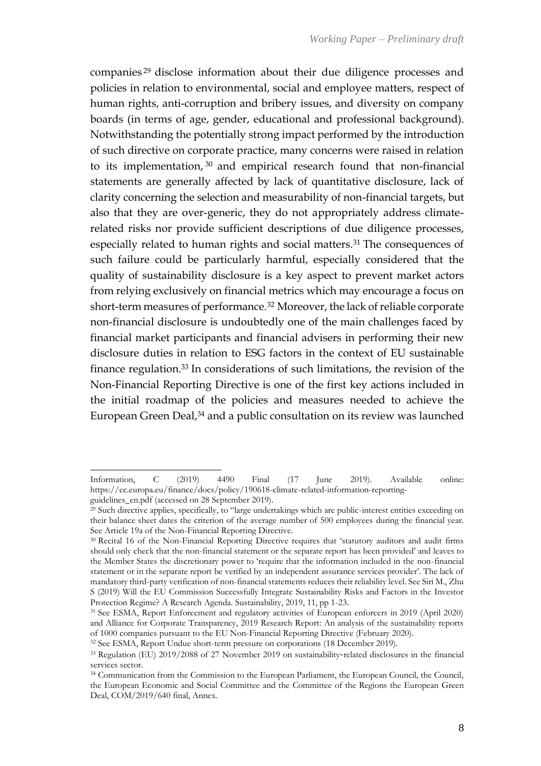companies[29] disclose information about their due diligence processes and policies in relation to environmental, social and employee matters, respect of human rights, anti-corruption and bribery issues, and diversity on company boards (in terms of age, gender, educational and professional background). Notwithstanding the potentially strong impact performed by the introduction of such directive on corporate practice, many concerns were raised in relation to its implementation,[30] and empirical research found that non-financial statements are generally affected by lack of quantitative disclosure, lack of clarity concerning the selection and measurability of non-financial targets, but also that they are over-generic, they do not appropriately address climate-related risks nor provide sufficient descriptions of due diligence processes, especially related to human rights and social matters.[31] The consequences of such failure could be particularly harmful, especially considered that the quality of sustainability disclosure is a key aspect to prevent market actors from relying exclusively on financial metrics which may encourage a focus on short-term measures of performance.[32] Moreover, the lack of reliable corporate non-financial disclosure is undoubtedly one of the main challenges faced by financial market participants and financial advisers in performing their new disclosure duties in relation to ESG factors in the context of EU sustainable finance regulation.[33] In considerations of such limitations, the revision of the Non-Financial Reporting Directive is one of the first key actions included in the initial roadmap of the policies and measures needed to achieve the European Green Deal,[34] and a public consultation on its review was launched

---

Information, C (2019) 4490 Final (17 June 2019). Available online: https://ec.europa.eu/finance/docs/policy/190618-climate-related-information-reporting-guidelines_en.pdf (accessed on 28 September 2019).

[29] Such directive applies, specifically, to "large undertakings which are public-interest entities exceeding on their balance sheet dates the criterion of the average number of 500 employees during the financial year. See Article 19a of the Non-Financial Reporting Directive.

[30] Recital 16 of the Non-Financial Reporting Directive requires that 'statutory auditors and audit firms should only check that the non-financial statement or the separate report has been provided' and leaves to the Member States the discretionary power to 'require that the information included in the non-financial statement or in the separate report be verified by an independent assurance services provider'. The lack of mandatory third-party verification of non-financial statements reduces their reliability level. See Siri M., Zhu S (2019) Will the EU Commission Successfully Integrate Sustainability Risks and Factors in the Investor Protection Regime? A Research Agenda. Sustainability, 2019, 11, pp 1-23.

[31] See ESMA, Report Enforcement and regulatory activities of European enforcers in 2019 (April 2020) and Alliance for Corporate Transparency, 2019 Research Report: An analysis of the sustainability reports of 1000 companies pursuant to the EU Non-Financial Reporting Directive (February 2020).

[32] See ESMA, Report Undue short-term pressure on corporations (18 December 2019).

[33] Regulation (EU) 2019/2088 of 27 November 2019 on sustainability‐related disclosures in the financial services sector.

[34] Communication from the Commission to the European Parliament, the European Council, the Council, the European Economic and Social Committee and the Committee of the Regions the European Green Deal, COM/2019/640 final, Annex.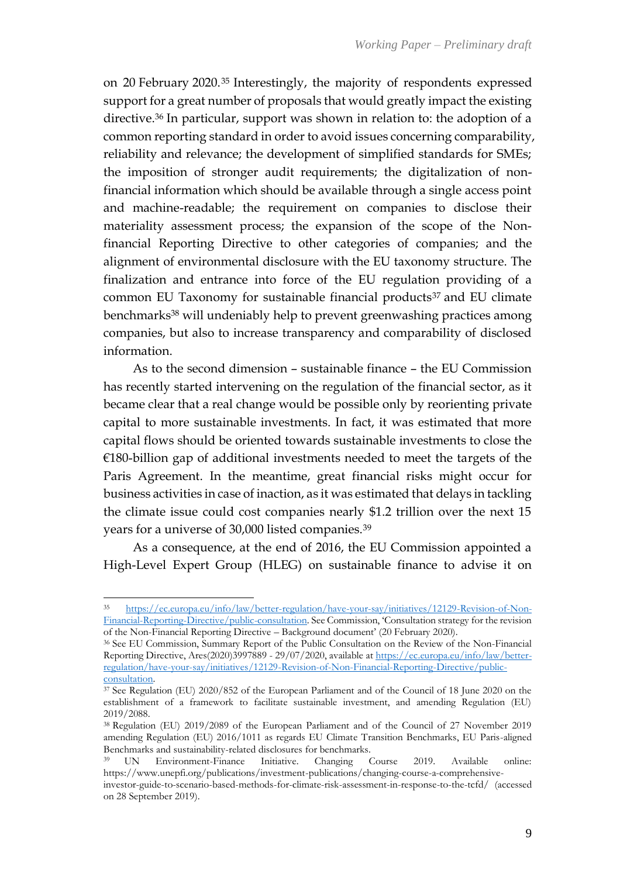on 20 February 2020.[35] Interestingly, the majority of respondents expressed support for a great number of proposals that would greatly impact the existing directive.[36] In particular, support was shown in relation to: the adoption of a common reporting standard in order to avoid issues concerning comparability, reliability and relevance; the development of simplified standards for SMEs; the imposition of stronger audit requirements; the digitalization of non-financial information which should be available through a single access point and machine-readable; the requirement on companies to disclose their materiality assessment process; the expansion of the scope of the Non-financial Reporting Directive to other categories of companies; and the alignment of environmental disclosure with the EU taxonomy structure. The finalization and entrance into force of the EU regulation providing of a common EU Taxonomy for sustainable financial products[37] and EU climate benchmarks[38] will undeniably help to prevent greenwashing practices among companies, but also to increase transparency and comparability of disclosed information.

As to the second dimension – sustainable finance – the EU Commission has recently started intervening on the regulation of the financial sector, as it became clear that a real change would be possible only by reorienting private capital to more sustainable investments. In fact, it was estimated that more capital flows should be oriented towards sustainable investments to close the €180-billion gap of additional investments needed to meet the targets of the Paris Agreement. In the meantime, great financial risks might occur for business activities in case of inaction, as it was estimated that delays in tackling the climate issue could cost companies nearly $1.2 trillion over the next 15 years for a universe of 30,000 listed companies.[39]

As a consequence, at the end of 2016, the EU Commission appointed a High-Level Expert Group (HLEG) on sustainable finance to advise it on

---

[35] https://ec.europa.eu/info/law/better-regulation/have-your-say/initiatives/12129-Revision-of-Non-Financial-Reporting-Directive/public-consultation. See Commission, 'Consultation strategy for the revision of the Non-Financial Reporting Directive – Background document' (20 February 2020).

[36] See EU Commission, Summary Report of the Public Consultation on the Review of the Non-Financial Reporting Directive, Ares(2020)3997889 - 29/07/2020, available at https://ec.europa.eu/info/law/better-regulation/have-your-say/initiatives/12129-Revision-of-Non-Financial-Reporting-Directive/public-consultation.

[37] See Regulation (EU) 2020/852 of the European Parliament and of the Council of 18 June 2020 on the establishment of a framework to facilitate sustainable investment, and amending Regulation (EU) 2019/2088.

[38] Regulation (EU) 2019/2089 of the European Parliament and of the Council of 27 November 2019 amending Regulation (EU) 2016/1011 as regards EU Climate Transition Benchmarks, EU Paris-aligned Benchmarks and sustainability-related disclosures for benchmarks.

[39] UN Environment-Finance Initiative. Changing Course 2019. Available online: https://www.unepfi.org/publications/investment-publications/changing-course-a-comprehensive-investor-guide-to-scenario-based-methods-for-climate-risk-assessment-in-response-to-the-tcfd/ (accessed on 28 September 2019).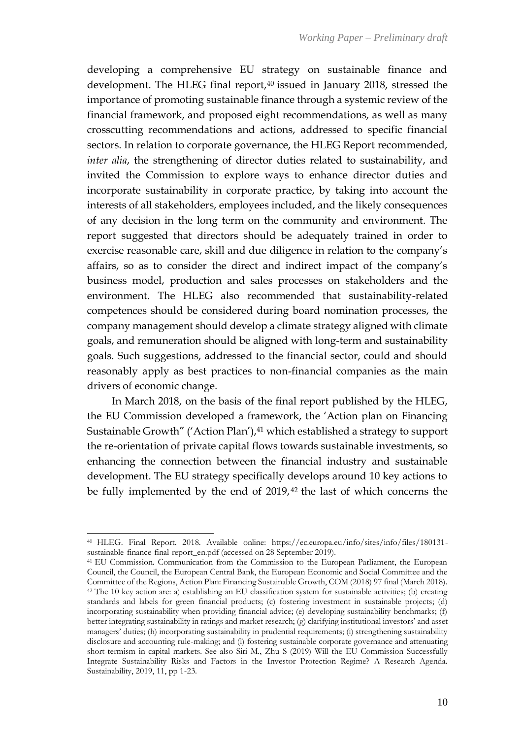developing a comprehensive EU strategy on sustainable finance and development. The HLEG final report,[40] issued in January 2018, stressed the importance of promoting sustainable finance through a systemic review of the financial framework, and proposed eight recommendations, as well as many crosscutting recommendations and actions, addressed to specific financial sectors. In relation to corporate governance, the HLEG Report recommended, *inter alia*, the strengthening of director duties related to sustainability, and invited the Commission to explore ways to enhance director duties and incorporate sustainability in corporate practice, by taking into account the interests of all stakeholders, employees included, and the likely consequences of any decision in the long term on the community and environment. The report suggested that directors should be adequately trained in order to exercise reasonable care, skill and due diligence in relation to the company's affairs, so as to consider the direct and indirect impact of the company's business model, production and sales processes on stakeholders and the environment. The HLEG also recommended that sustainability-related competences should be considered during board nomination processes, the company management should develop a climate strategy aligned with climate goals, and remuneration should be aligned with long-term and sustainability goals. Such suggestions, addressed to the financial sector, could and should reasonably apply as best practices to non-financial companies as the main drivers of economic change.

In March 2018, on the basis of the final report published by the HLEG, the EU Commission developed a framework, the 'Action plan on Financing Sustainable Growth" ('Action Plan'),[41] which established a strategy to support the re-orientation of private capital flows towards sustainable investments, so enhancing the connection between the financial industry and sustainable development. The EU strategy specifically develops around 10 key actions to be fully implemented by the end of 2019,[42] the last of which concerns the

---

[40] HLEG. Final Report. 2018. Available online: https://ec.europa.eu/info/sites/info/files/180131-sustainable-finance-final-report_en.pdf (accessed on 28 September 2019).

[41] EU Commission. Communication from the Commission to the European Parliament, the European Council, the Council, the European Central Bank, the European Economic and Social Committee and the Committee of the Regions, Action Plan: Financing Sustainable Growth, COM (2018) 97 final (March 2018).

[42] The 10 key action are: a) establishing an EU classification system for sustainable activities; (b) creating standards and labels for green financial products; (c) fostering investment in sustainable projects; (d) incorporating sustainability when providing financial advice; (e) developing sustainability benchmarks; (f) better integrating sustainability in ratings and market research; (g) clarifying institutional investors' and asset managers' duties; (h) incorporating sustainability in prudential requirements; (i) strengthening sustainability disclosure and accounting rule-making; and (l) fostering sustainable corporate governance and attenuating short-termism in capital markets. See also Siri M., Zhu S (2019) Will the EU Commission Successfully Integrate Sustainability Risks and Factors in the Investor Protection Regime? A Research Agenda. Sustainability, 2019, 11, pp 1-23.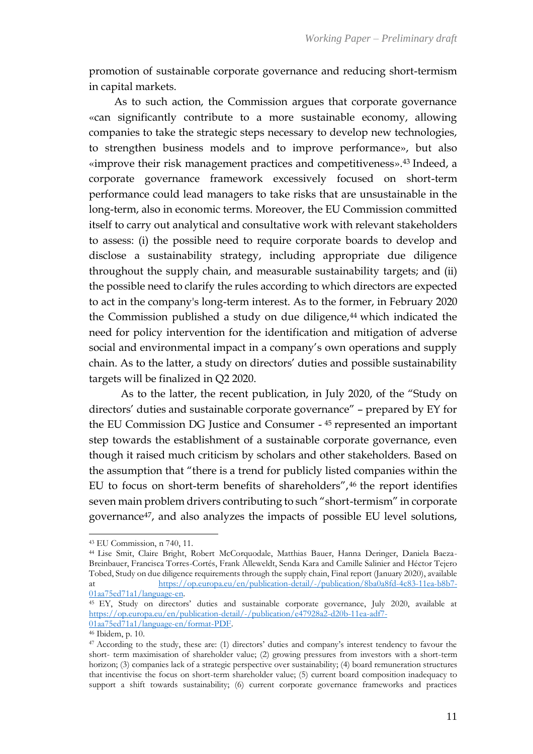promotion of sustainable corporate governance and reducing short-termism in capital markets.

As to such action, the Commission argues that corporate governance «can significantly contribute to a more sustainable economy, allowing companies to take the strategic steps necessary to develop new technologies, to strengthen business models and to improve performance», but also «improve their risk management practices and competitiveness».[43] Indeed, a corporate governance framework excessively focused on short-term performance could lead managers to take risks that are unsustainable in the long-term, also in economic terms. Moreover, the EU Commission committed itself to carry out analytical and consultative work with relevant stakeholders to assess: (i) the possible need to require corporate boards to develop and disclose a sustainability strategy, including appropriate due diligence throughout the supply chain, and measurable sustainability targets; and (ii) the possible need to clarify the rules according to which directors are expected to act in the company's long-term interest. As to the former, in February 2020 the Commission published a study on due diligence,[44] which indicated the need for policy intervention for the identification and mitigation of adverse social and environmental impact in a company's own operations and supply chain. As to the latter, a study on directors' duties and possible sustainability targets will be finalized in Q2 2020.

As to the latter, the recent publication, in July 2020, of the "Study on directors' duties and sustainable corporate governance" – prepared by EY for the EU Commission DG Justice and Consumer - [45] represented an important step towards the establishment of a sustainable corporate governance, even though it raised much criticism by scholars and other stakeholders. Based on the assumption that "there is a trend for publicly listed companies within the EU to focus on short-term benefits of shareholders",[46] the report identifies seven main problem drivers contributing to such "short-termism" in corporate governance[47], and also analyzes the impacts of possible EU level solutions,

---

[43] EU Commission, n 740, 11.

[44] Lise Smit, Claire Bright, Robert McCorquodale, Matthias Bauer, Hanna Deringer, Daniela Baeza-Breinbauer, Francisca Torres-Cortés, Frank Alleweldt, Senda Kara and Camille Salinier and Héctor Tejero Tobed, Study on due diligence requirements through the supply chain, Final report (January 2020), available at https://op.europa.eu/en/publication-detail/-/publication/8ba0a8fd-4c83-11ea-b8b7-01aa75ed71a1/language-en.

[45] EY, Study on directors' duties and sustainable corporate governance, July 2020, available at https://op.europa.eu/en/publication-detail/-/publication/e47928a2-d20b-11ea-adf7-01aa75ed71a1/language-en/format-PDF.

[46] Ibidem, p. 10.

[47] According to the study, these are: (1) directors' duties and company's interest tendency to favour the short- term maximisation of shareholder value; (2) growing pressures from investors with a short-term horizon; (3) companies lack of a strategic perspective over sustainability; (4) board remuneration structures that incentivise the focus on short-term shareholder value; (5) current board composition inadequacy to support a shift towards sustainability; (6) current corporate governance frameworks and practices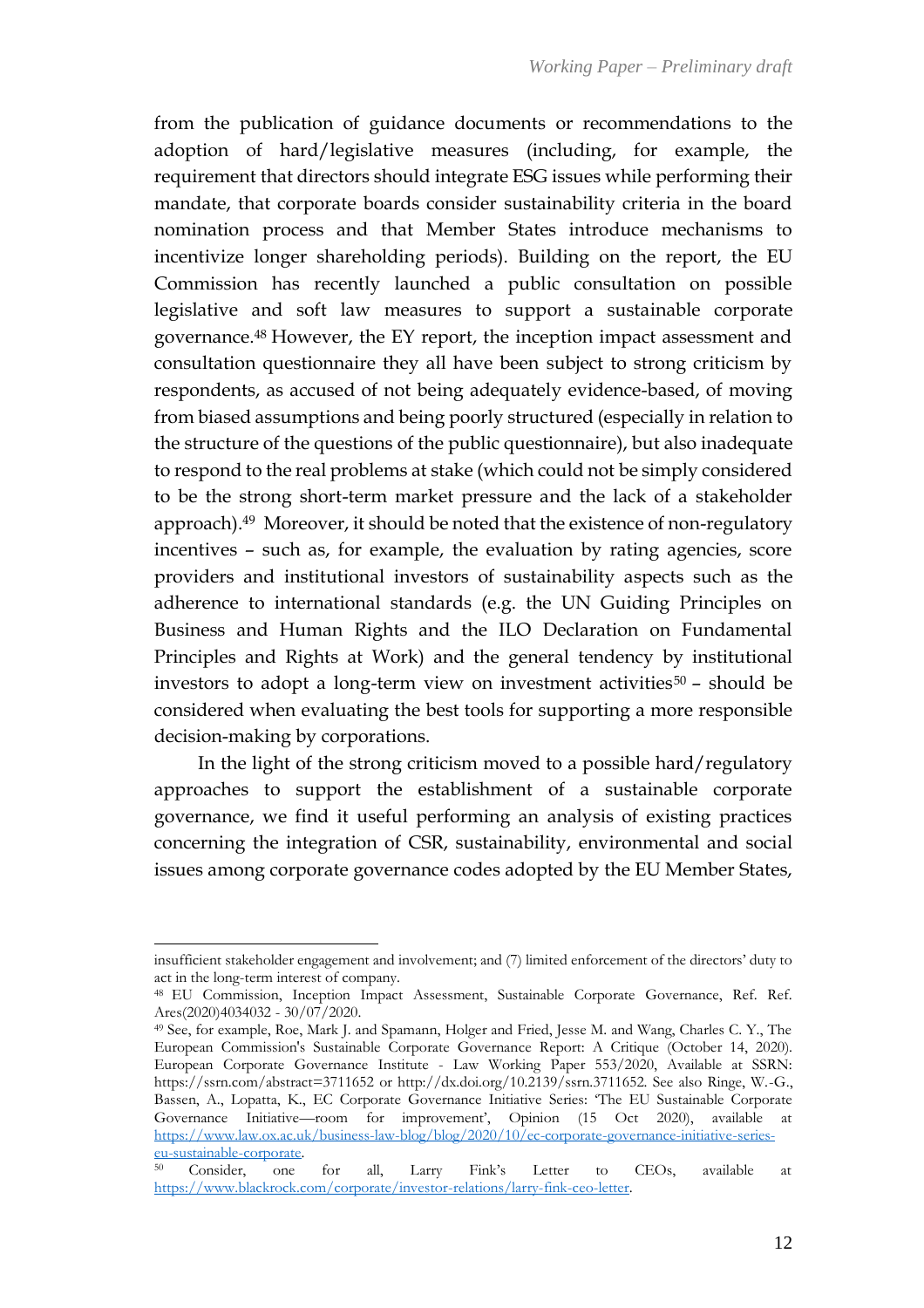from the publication of guidance documents or recommendations to the adoption of hard/legislative measures (including, for example, the requirement that directors should integrate ESG issues while performing their mandate, that corporate boards consider sustainability criteria in the board nomination process and that Member States introduce mechanisms to incentivize longer shareholding periods). Building on the report, the EU Commission has recently launched a public consultation on possible legislative and soft law measures to support a sustainable corporate governance.[48] However, the EY report, the inception impact assessment and consultation questionnaire they all have been subject to strong criticism by respondents, as accused of not being adequately evidence-based, of moving from biased assumptions and being poorly structured (especially in relation to the structure of the questions of the public questionnaire), but also inadequate to respond to the real problems at stake (which could not be simply considered to be the strong short-term market pressure and the lack of a stakeholder approach).[49] Moreover, it should be noted that the existence of non-regulatory incentives – such as, for example, the evaluation by rating agencies, score providers and institutional investors of sustainability aspects such as the adherence to international standards (e.g. the UN Guiding Principles on Business and Human Rights and the ILO Declaration on Fundamental Principles and Rights at Work) and the general tendency by institutional investors to adopt a long-term view on investment activities[50] – should be considered when evaluating the best tools for supporting a more responsible decision-making by corporations.

In the light of the strong criticism moved to a possible hard/regulatory approaches to support the establishment of a sustainable corporate governance, we find it useful performing an analysis of existing practices concerning the integration of CSR, sustainability, environmental and social issues among corporate governance codes adopted by the EU Member States,

---

insufficient stakeholder engagement and involvement; and (7) limited enforcement of the directors' duty to act in the long-term interest of company.

[48] EU Commission, Inception Impact Assessment, Sustainable Corporate Governance, Ref. Ref. Ares(2020)4034032 - 30/07/2020.

[49] See, for example, Roe, Mark J. and Spamann, Holger and Fried, Jesse M. and Wang, Charles C. Y., The European Commission's Sustainable Corporate Governance Report: A Critique (October 14, 2020). European Corporate Governance Institute - Law Working Paper 553/2020, Available at SSRN: https://ssrn.com/abstract=3711652 or http://dx.doi.org/10.2139/ssrn.3711652. See also Ringe, W.-G., Bassen, A., Lopatta, K., EC Corporate Governance Initiative Series: 'The EU Sustainable Corporate Governance Initiative—room for improvement', Opinion (15 Oct 2020), available at https://www.law.ox.ac.uk/business-law-blog/blog/2020/10/ec-corporate-governance-initiative-series-eu-sustainable-corporate.

[50] Consider, one for all, Larry Fink's Letter to CEOs, available at https://www.blackrock.com/corporate/investor-relations/larry-fink-ceo-letter.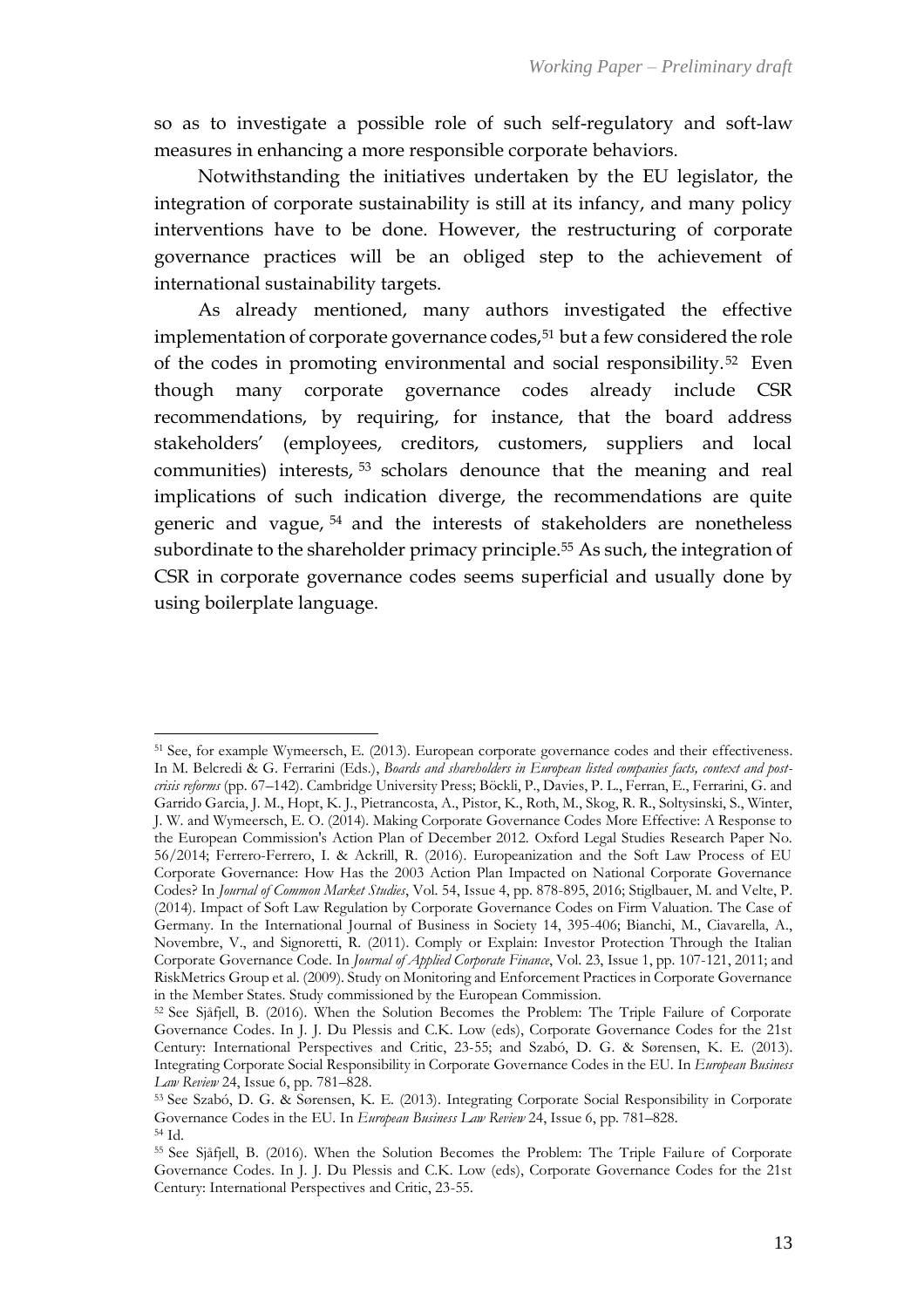so as to investigate a possible role of such self-regulatory and soft-law measures in enhancing a more responsible corporate behaviors.

Notwithstanding the initiatives undertaken by the EU legislator, the integration of corporate sustainability is still at its infancy, and many policy interventions have to be done. However, the restructuring of corporate governance practices will be an obliged step to the achievement of international sustainability targets.

As already mentioned, many authors investigated the effective implementation of corporate governance codes,[51] but a few considered the role of the codes in promoting environmental and social responsibility.[52] Even though many corporate governance codes already include CSR recommendations, by requiring, for instance, that the board address stakeholders' (employees, creditors, customers, suppliers and local communities) interests,[53] scholars denounce that the meaning and real implications of such indication diverge, the recommendations are quite generic and vague,[54] and the interests of stakeholders are nonetheless subordinate to the shareholder primacy principle.[55] As such, the integration of CSR in corporate governance codes seems superficial and usually done by using boilerplate language.

---

[51] See, for example Wymeersch, E. (2013). European corporate governance codes and their effectiveness. In M. Belcredi & G. Ferrarini (Eds.), *Boards and shareholders in European listed companies facts, context and post-crisis reforms* (pp. 67–142). Cambridge University Press; Böckli, P., Davies, P. L., Ferran, E., Ferrarini, G. and Garrido Garcia, J. M., Hopt, K. J., Pietrancosta, A., Pistor, K., Roth, M., Skog, R. R., Soltysinski, S., Winter, J. W. and Wymeersch, E. O. (2014). Making Corporate Governance Codes More Effective: A Response to the European Commission's Action Plan of December 2012. Oxford Legal Studies Research Paper No. 56/2014; Ferrero-Ferrero, I. & Ackrill, R. (2016). Europeanization and the Soft Law Process of EU Corporate Governance: How Has the 2003 Action Plan Impacted on National Corporate Governance Codes? In *Journal of Common Market Studies*, Vol. 54, Issue 4, pp. 878-895, 2016; Stiglbauer, M. and Velte, P. (2014). Impact of Soft Law Regulation by Corporate Governance Codes on Firm Valuation. The Case of Germany. In the International Journal of Business in Society 14, 395-406; Bianchi, M., Ciavarella, A., Novembre, V., and Signoretti, R. (2011). Comply or Explain: Investor Protection Through the Italian Corporate Governance Code. In *Journal of Applied Corporate Finance*, Vol. 23, Issue 1, pp. 107-121, 2011; and RiskMetrics Group et al. (2009). Study on Monitoring and Enforcement Practices in Corporate Governance in the Member States. Study commissioned by the European Commission.

[52] See Sjåfjell, B. (2016). When the Solution Becomes the Problem: The Triple Failure of Corporate Governance Codes. In J. J. Du Plessis and C.K. Low (eds), Corporate Governance Codes for the 21st Century: International Perspectives and Critic, 23-55; and Szabó, D. G. & Sørensen, K. E. (2013). Integrating Corporate Social Responsibility in Corporate Governance Codes in the EU. In *European Business Law Review* 24, Issue 6, pp. 781–828.

[53] See Szabó, D. G. & Sørensen, K. E. (2013). Integrating Corporate Social Responsibility in Corporate Governance Codes in the EU. In *European Business Law Review* 24, Issue 6, pp. 781–828.

[54] Id.

[55] See Sjåfjell, B. (2016). When the Solution Becomes the Problem: The Triple Failure of Corporate Governance Codes. In J. J. Du Plessis and C.K. Low (eds), Corporate Governance Codes for the 21st Century: International Perspectives and Critic, 23-55.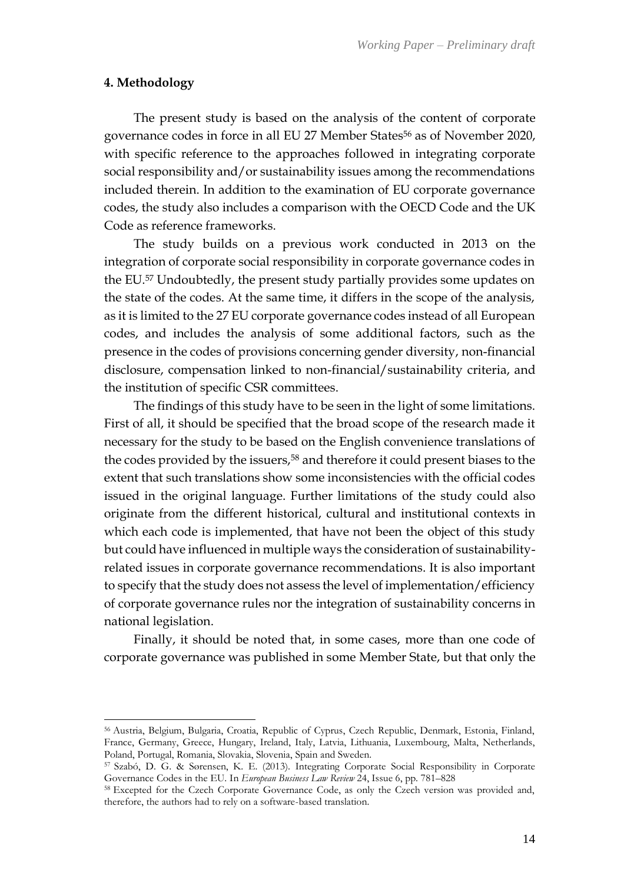## 4. Methodology

The present study is based on the analysis of the content of corporate governance codes in force in all EU 27 Member States[56] as of November 2020, with specific reference to the approaches followed in integrating corporate social responsibility and/or sustainability issues among the recommendations included therein. In addition to the examination of EU corporate governance codes, the study also includes a comparison with the OECD Code and the UK Code as reference frameworks.

The study builds on a previous work conducted in 2013 on the integration of corporate social responsibility in corporate governance codes in the EU.[57] Undoubtedly, the present study partially provides some updates on the state of the codes. At the same time, it differs in the scope of the analysis, as it is limited to the 27 EU corporate governance codes instead of all European codes, and includes the analysis of some additional factors, such as the presence in the codes of provisions concerning gender diversity, non-financial disclosure, compensation linked to non-financial/sustainability criteria, and the institution of specific CSR committees.

The findings of this study have to be seen in the light of some limitations. First of all, it should be specified that the broad scope of the research made it necessary for the study to be based on the English convenience translations of the codes provided by the issuers,[58] and therefore it could present biases to the extent that such translations show some inconsistencies with the official codes issued in the original language. Further limitations of the study could also originate from the different historical, cultural and institutional contexts in which each code is implemented, that have not been the object of this study but could have influenced in multiple ways the consideration of sustainability-related issues in corporate governance recommendations. It is also important to specify that the study does not assess the level of implementation/efficiency of corporate governance rules nor the integration of sustainability concerns in national legislation.

Finally, it should be noted that, in some cases, more than one code of corporate governance was published in some Member State, but that only the

---

[56] Austria, Belgium, Bulgaria, Croatia, Republic of Cyprus, Czech Republic, Denmark, Estonia, Finland, France, Germany, Greece, Hungary, Ireland, Italy, Latvia, Lithuania, Luxembourg, Malta, Netherlands, Poland, Portugal, Romania, Slovakia, Slovenia, Spain and Sweden.

[57] Szabó, D. G. & Sørensen, K. E. (2013). Integrating Corporate Social Responsibility in Corporate Governance Codes in the EU. In *European Business Law Review* 24, Issue 6, pp. 781–828

[58] Excepted for the Czech Corporate Governance Code, as only the Czech version was provided and, therefore, the authors had to rely on a software-based translation.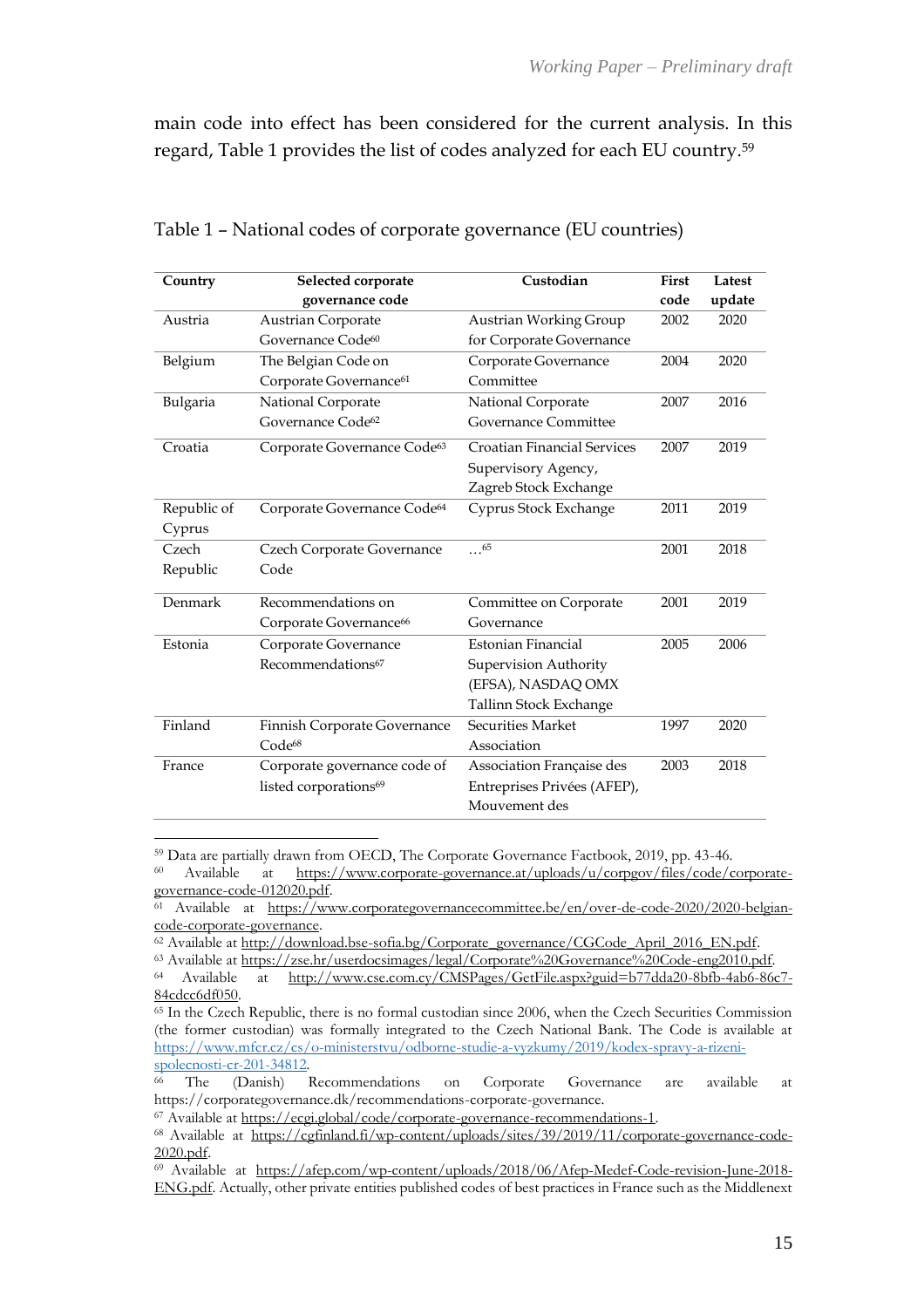main code into effect has been considered for the current analysis. In this regard, Table 1 provides the list of codes analyzed for each EU country.[59]

Table 1 – National codes of corporate governance (EU countries)

| Country | Selected corporate governance code | Custodian | First code | Latest update |
|---|---|---|---|---|
| Austria | Austrian Corporate Governance Code[60] | Austrian Working Group for Corporate Governance | 2002 | 2020 |
| Belgium | The Belgian Code on Corporate Governance[61] | Corporate Governance Committee | 2004 | 2020 |
| Bulgaria | National Corporate Governance Code[62] | National Corporate Governance Committee | 2007 | 2016 |
| Croatia | Corporate Governance Code[63] | Croatian Financial Services Supervisory Agency, Zagreb Stock Exchange | 2007 | 2019 |
| Republic of Cyprus | Corporate Governance Code[64] | Cyprus Stock Exchange | 2011 | 2019 |
| Czech Republic | Czech Corporate Governance Code | …[65] | 2001 | 2018 |
| Denmark | Recommendations on Corporate Governance[66] | Committee on Corporate Governance | 2001 | 2019 |
| Estonia | Corporate Governance Recommendations[67] | Estonian Financial Supervision Authority (EFSA), NASDAQ OMX Tallinn Stock Exchange | 2005 | 2006 |
| Finland | Finnish Corporate Governance Code[68] | Securities Market Association | 1997 | 2020 |
| France | Corporate governance code of listed corporations[69] | Association Française des Entreprises Privées (AFEP), Mouvement des | 2003 | 2018 |

[59] Data are partially drawn from OECD, The Corporate Governance Factbook, 2019, pp. 43-46.

[60] Available at https://www.corporate-governance.at/uploads/u/corpgov/files/code/corporate-governance-code-012020.pdf.

[61] Available at https://www.corporategovernancecommittee.be/en/over-de-code-2020/2020-belgian-code-corporate-governance.

[62] Available at http://download.bse-sofia.bg/Corporate_governance/CGCode_April_2016_EN.pdf.

[63] Available at https://zse.hr/userdocsimages/legal/Corporate%20Governance%20Code-eng2010.pdf.

[64] Available at http://www.cse.com.cy/CMSPages/GetFile.aspx?guid=b77dda20-8bfb-4ab6-86c7-84cdcc6df050.

[65] In the Czech Republic, there is no formal custodian since 2006, when the Czech Securities Commission (the former custodian) was formally integrated to the Czech National Bank. The Code is available at https://www.mfcr.cz/cs/o-ministerstvu/odborne-studie-a-vyzkumy/2019/kodex-spravy-a-rizeni-spolecnosti-cr-201-34812.

[66] The (Danish) Recommendations on Corporate Governance are available at https://corporategovernance.dk/recommendations-corporate-governance.

[67] Available at https://ecgi.global/code/corporate-governance-recommendations-1.

[68] Available at https://cgfinland.fi/wp-content/uploads/sites/39/2019/11/corporate-governance-code-2020.pdf.

[69] Available at https://afep.com/wp-content/uploads/2018/06/Afep-Medef-Code-revision-June-2018-ENG.pdf. Actually, other private entities published codes of best practices in France such as the Middlenext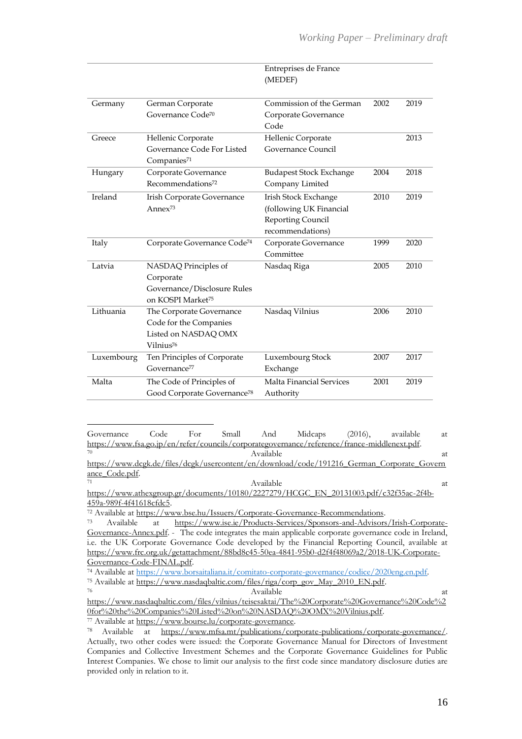| | | Entreprises de France (MEDEF) | | |
|---|---|---|---|---|
| Germany | German Corporate Governance Code[70] | Commission of the German Corporate Governance Code | 2002 | 2019 |
| Greece | Hellenic Corporate Governance Code For Listed Companies[71] | Hellenic Corporate Governance Council | | 2013 |
| Hungary | Corporate Governance Recommendations[72] | Budapest Stock Exchange Company Limited | 2004 | 2018 |
| Ireland | Irish Corporate Governance Annex[73] | Irish Stock Exchange (following UK Financial Reporting Council recommendations) | 2010 | 2019 |
| Italy | Corporate Governance Code[74] | Corporate Governance Committee | 1999 | 2020 |
| Latvia | NASDAQ Principles of Corporate Governance/Disclosure Rules on KOSPI Market[75] | Nasdaq Riga | 2005 | 2010 |
| Lithuania | The Corporate Governance Code for the Companies Listed on NASDAQ OMX Vilnius[76] | Nasdaq Vilnius | 2006 | 2010 |
| Luxembourg | Ten Principles of Corporate Governance[77] | Luxembourg Stock Exchange | 2007 | 2017 |
| Malta | The Code of Principles of Good Corporate Governance[78] | Malta Financial Services Authority | 2001 | 2019 |

Governance Code For Small And Midcaps (2016), available at https://www.fsa.go.jp/en/refer/councils/corporategovernance/reference/france-middlenext.pdf.

[70] Available at https://www.dcgk.de/files/dcgk/usercontent/en/download/code/191216_German_Corporate_Governance_Code.pdf.

[71] Available at https://www.athexgroup.gr/documents/10180/2227279/HCGC_EN_20131003.pdf/c32f35ac-2f4b-459a-989f-4f41618cfdc5.

[72] Available at https://www.bse.hu/Issuers/Corporate-Governance-Recommendations.

[73] Available at https://www.ise.ie/Products-Services/Sponsors-and-Advisors/Irish-Corporate-Governance-Annex.pdf. - The code integrates the main applicable corporate governance code in Ireland, i.e. the UK Corporate Governance Code developed by the Financial Reporting Council, available at https://www.frc.org.uk/getattachment/88bd8c45-50ea-4841-95b0-d2f4f48069a2/2018-UK-Corporate-Governance-Code-FINAL.pdf.

[74] Available at https://www.borsaitaliana.it/comitato-corporate-governance/codice/2020eng.en.pdf.

[75] Available at https://www.nasdaqbaltic.com/files/riga/corp_gov_May_2010_EN.pdf.

[76] Available at https://www.nasdaqbaltic.com/files/vilnius/teisesaktai/The%20Corporate%20Governance%20Code%20for%20the%20Companies%20Listed%20on%20NASDAQ%20OMX%20Vilnius.pdf.

[77] Available at https://www.bourse.lu/corporate-governance.

[78] Available at https://www.mfsa.mt/publications/corporate-publications/corporate-governance/. Actually, two other codes were issued: the Corporate Governance Manual for Directors of Investment Companies and Collective Investment Schemes and the Corporate Governance Guidelines for Public Interest Companies. We chose to limit our analysis to the first code since mandatory disclosure duties are provided only in relation to it.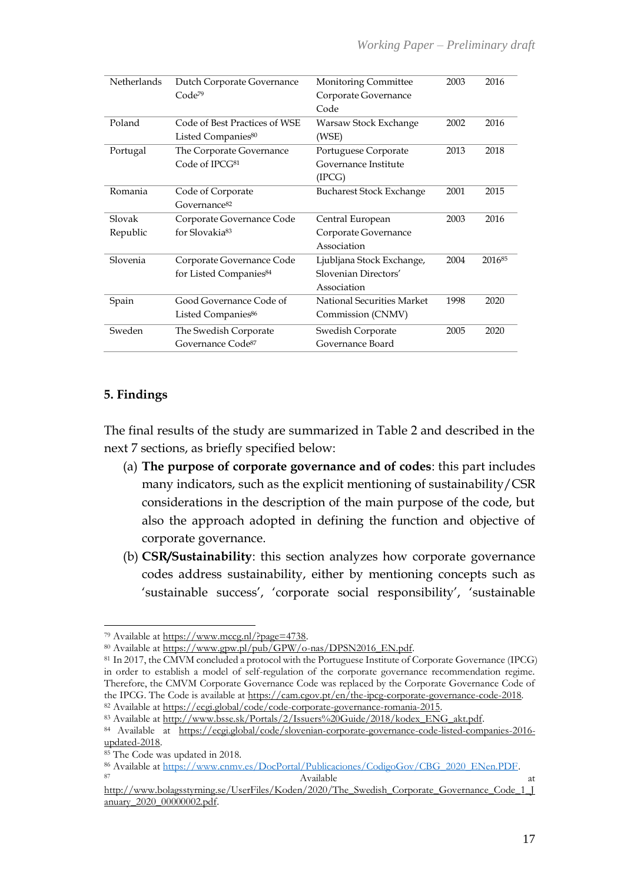| Netherlands | Dutch Corporate Governance Code[79] | Monitoring Committee Corporate Governance Code | 2003 | 2016 |
|---|---|---|---|---|
| Poland | Code of Best Practices of WSE Listed Companies[80] | Warsaw Stock Exchange (WSE) | 2002 | 2016 |
| Portugal | The Corporate Governance Code of IPCG[81] | Portuguese Corporate Governance Institute (IPCG) | 2013 | 2018 |
| Romania | Code of Corporate Governance[82] | Bucharest Stock Exchange | 2001 | 2015 |
| Slovak Republic | Corporate Governance Code for Slovakia[83] | Central European Corporate Governance Association | 2003 | 2016 |
| Slovenia | Corporate Governance Code for Listed Companies[84] | Ljubljana Stock Exchange, Slovenian Directors' Association | 2004 | 2016[85] |
| Spain | Good Governance Code of Listed Companies[86] | National Securities Market Commission (CNMV) | 1998 | 2020 |
| Sweden | The Swedish Corporate Governance Code[87] | Swedish Corporate Governance Board | 2005 | 2020 |

## 5. Findings

The final results of the study are summarized in Table 2 and described in the next 7 sections, as briefly specified below:

(a) **The purpose of corporate governance and of codes**: this part includes many indicators, such as the explicit mentioning of sustainability/CSR considerations in the description of the main purpose of the code, but also the approach adopted in defining the function and objective of corporate governance.

(b) **CSR/Sustainability**: this section analyzes how corporate governance codes address sustainability, either by mentioning concepts such as 'sustainable success', 'corporate social responsibility', 'sustainable

[79] Available at https://www.mccg.nl/?page=4738.

[80] Available at https://www.gpw.pl/pub/GPW/o-nas/DPSN2016_EN.pdf.

[81] In 2017, the CMVM concluded a protocol with the Portuguese Institute of Corporate Governance (IPCG) in order to establish a model of self-regulation of the corporate governance recommendation regime. Therefore, the CMVM Corporate Governance Code was replaced by the Corporate Governance Code of the IPCG. The Code is available at https://cam.cgov.pt/en/the-ipcg-corporate-governance-code-2018.

[82] Available at https://ecgi.global/code/code-corporate-governance-romania-2015.

[83] Available at http://www.bsse.sk/Portals/2/Issuers%20Guide/2018/kodex_ENG_akt.pdf.

[84] Available at https://ecgi.global/code/slovenian-corporate-governance-code-listed-companies-2016-updated-2018.

[85] The Code was updated in 2018.

[86] Available at https://www.cnmv.es/DocPortal/Publicaciones/CodigoGov/CBG_2020_ENen.PDF.

[87] Available at http://www.bolagsstyrning.se/UserFiles/Koden/2020/The_Swedish_Corporate_Governance_Code_1_January_2020_00000002.pdf.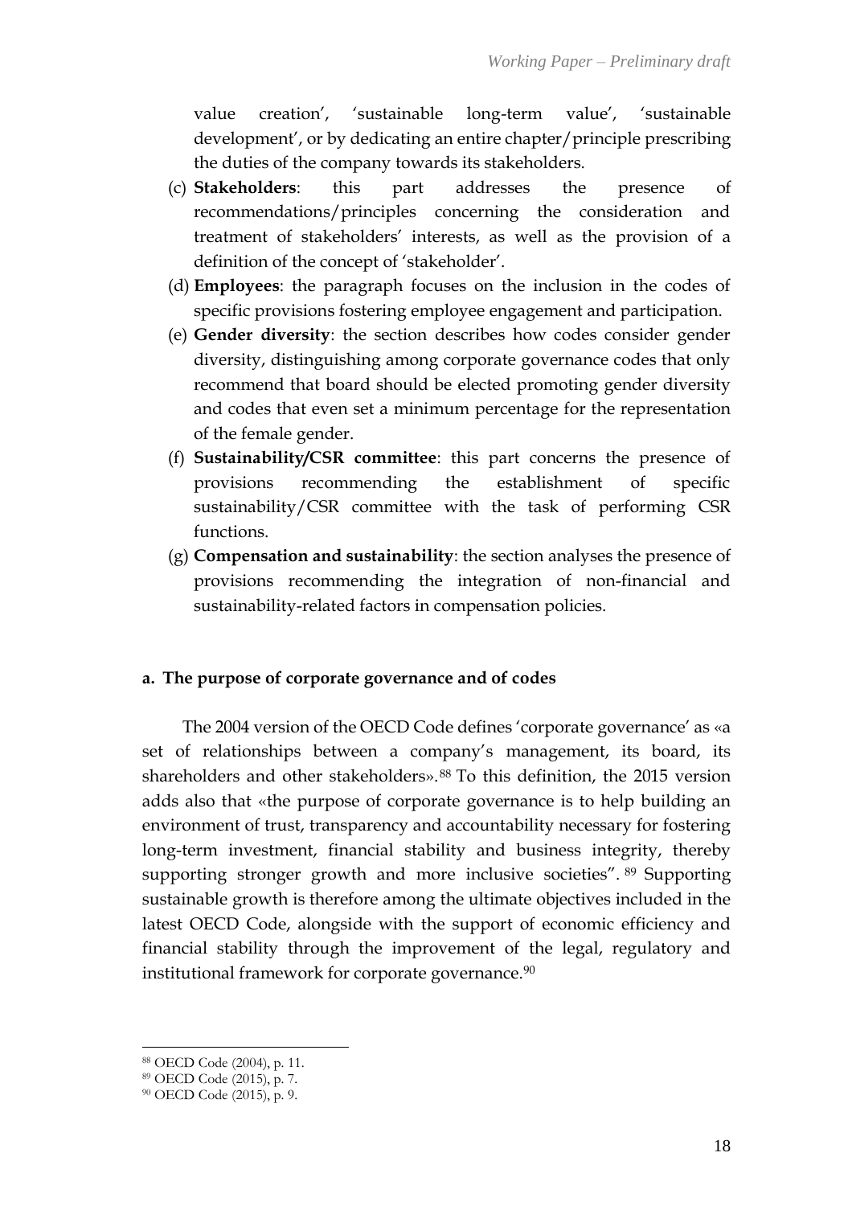value creation', 'sustainable long-term value', 'sustainable development', or by dedicating an entire chapter/principle prescribing the duties of the company towards its stakeholders.

(c) **Stakeholders**: this part addresses the presence of recommendations/principles concerning the consideration and treatment of stakeholders' interests, as well as the provision of a definition of the concept of 'stakeholder'.

(d) **Employees**: the paragraph focuses on the inclusion in the codes of specific provisions fostering employee engagement and participation.

(e) **Gender diversity**: the section describes how codes consider gender diversity, distinguishing among corporate governance codes that only recommend that board should be elected promoting gender diversity and codes that even set a minimum percentage for the representation of the female gender.

(f) **Sustainability/CSR committee**: this part concerns the presence of provisions recommending the establishment of specific sustainability/CSR committee with the task of performing CSR functions.

(g) **Compensation and sustainability**: the section analyses the presence of provisions recommending the integration of non-financial and sustainability-related factors in compensation policies.

### a. The purpose of corporate governance and of codes

The 2004 version of the OECD Code defines 'corporate governance' as «a set of relationships between a company's management, its board, its shareholders and other stakeholders».[88] To this definition, the 2015 version adds also that «the purpose of corporate governance is to help building an environment of trust, transparency and accountability necessary for fostering long-term investment, financial stability and business integrity, thereby supporting stronger growth and more inclusive societies".[89] Supporting sustainable growth is therefore among the ultimate objectives included in the latest OECD Code, alongside with the support of economic efficiency and financial stability through the improvement of the legal, regulatory and institutional framework for corporate governance.[90]

---

[88] OECD Code (2004), p. 11.

[89] OECD Code (2015), p. 7.

[90] OECD Code (2015), p. 9.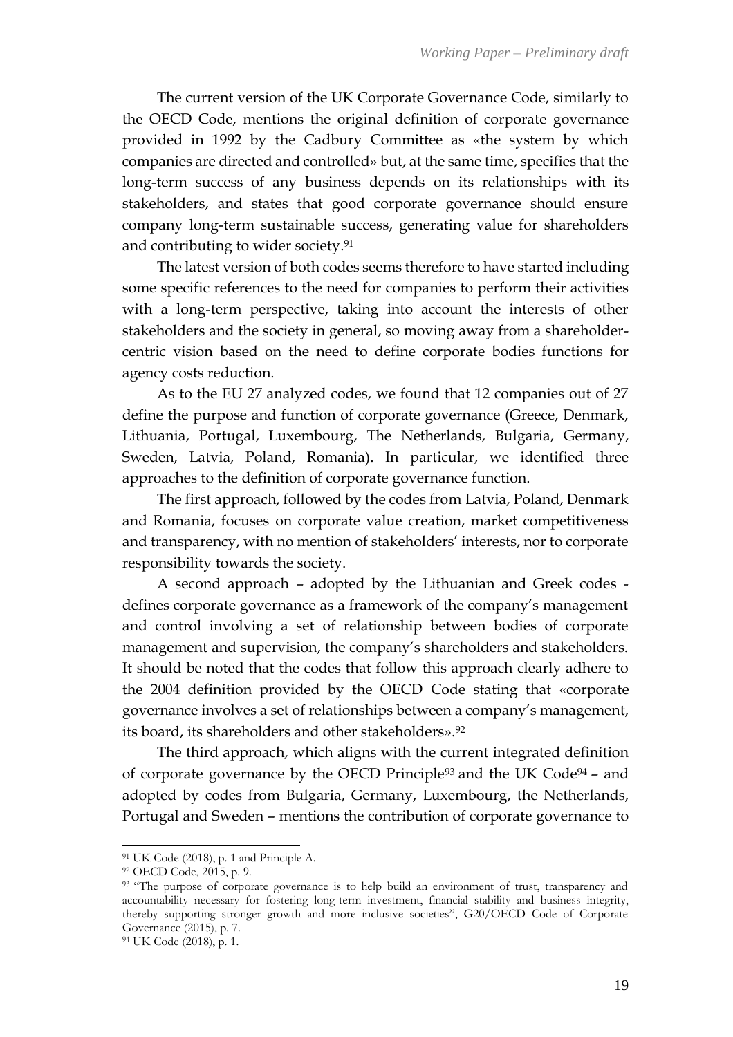The current version of the UK Corporate Governance Code, similarly to the OECD Code, mentions the original definition of corporate governance provided in 1992 by the Cadbury Committee as «the system by which companies are directed and controlled» but, at the same time, specifies that the long-term success of any business depends on its relationships with its stakeholders, and states that good corporate governance should ensure company long-term sustainable success, generating value for shareholders and contributing to wider society.[91]

The latest version of both codes seems therefore to have started including some specific references to the need for companies to perform their activities with a long-term perspective, taking into account the interests of other stakeholders and the society in general, so moving away from a shareholder-centric vision based on the need to define corporate bodies functions for agency costs reduction.

As to the EU 27 analyzed codes, we found that 12 companies out of 27 define the purpose and function of corporate governance (Greece, Denmark, Lithuania, Portugal, Luxembourg, The Netherlands, Bulgaria, Germany, Sweden, Latvia, Poland, Romania). In particular, we identified three approaches to the definition of corporate governance function.

The first approach, followed by the codes from Latvia, Poland, Denmark and Romania, focuses on corporate value creation, market competitiveness and transparency, with no mention of stakeholders' interests, nor to corporate responsibility towards the society.

A second approach – adopted by the Lithuanian and Greek codes - defines corporate governance as a framework of the company's management and control involving a set of relationship between bodies of corporate management and supervision, the company's shareholders and stakeholders. It should be noted that the codes that follow this approach clearly adhere to the 2004 definition provided by the OECD Code stating that «corporate governance involves a set of relationships between a company's management, its board, its shareholders and other stakeholders».[92]

The third approach, which aligns with the current integrated definition of corporate governance by the OECD Principle[93] and the UK Code[94] – and adopted by codes from Bulgaria, Germany, Luxembourg, the Netherlands, Portugal and Sweden – mentions the contribution of corporate governance to

---

[91] UK Code (2018), p. 1 and Principle A.

[92] OECD Code, 2015, p. 9.

[93] "The purpose of corporate governance is to help build an environment of trust, transparency and accountability necessary for fostering long-term investment, financial stability and business integrity, thereby supporting stronger growth and more inclusive societies", G20/OECD Code of Corporate Governance (2015), p. 7.

[94] UK Code (2018), p. 1.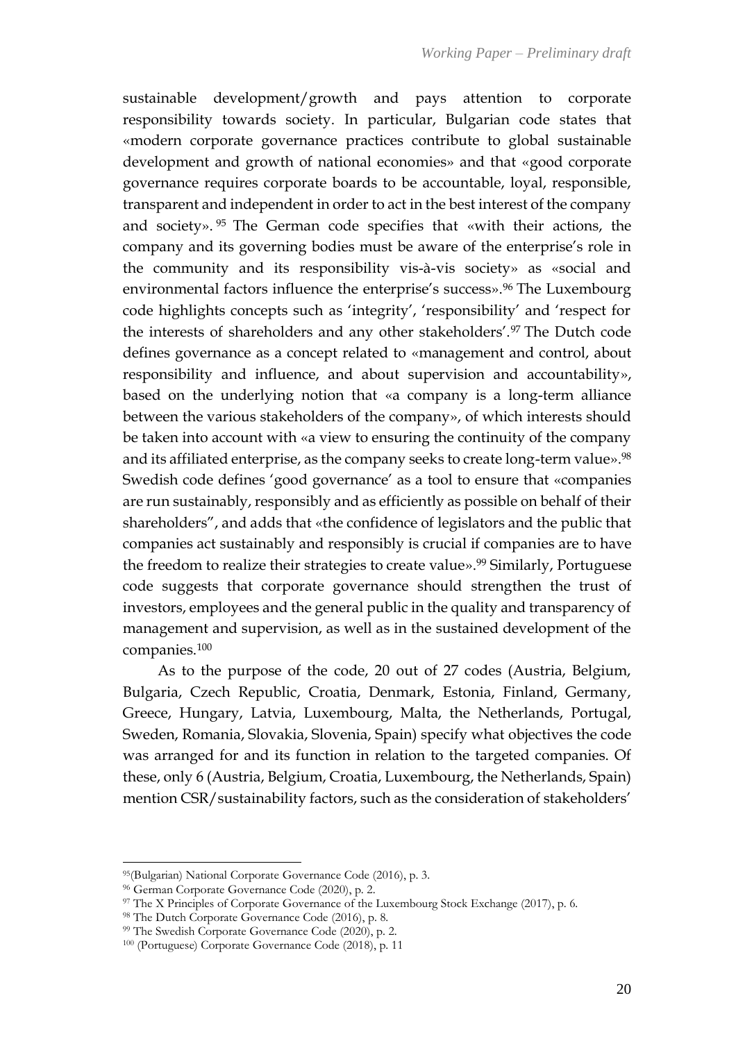sustainable development/growth and pays attention to corporate responsibility towards society. In particular, Bulgarian code states that «modern corporate governance practices contribute to global sustainable development and growth of national economies» and that «good corporate governance requires corporate boards to be accountable, loyal, responsible, transparent and independent in order to act in the best interest of the company and society».[95] The German code specifies that «with their actions, the company and its governing bodies must be aware of the enterprise's role in the community and its responsibility vis-à-vis society» as «social and environmental factors influence the enterprise's success».[96] The Luxembourg code highlights concepts such as 'integrity', 'responsibility' and 'respect for the interests of shareholders and any other stakeholders'.[97] The Dutch code defines governance as a concept related to «management and control, about responsibility and influence, and about supervision and accountability», based on the underlying notion that «a company is a long-term alliance between the various stakeholders of the company», of which interests should be taken into account with «a view to ensuring the continuity of the company and its affiliated enterprise, as the company seeks to create long-term value».[98] Swedish code defines 'good governance' as a tool to ensure that «companies are run sustainably, responsibly and as efficiently as possible on behalf of their shareholders", and adds that «the confidence of legislators and the public that companies act sustainably and responsibly is crucial if companies are to have the freedom to realize their strategies to create value».[99] Similarly, Portuguese code suggests that corporate governance should strengthen the trust of investors, employees and the general public in the quality and transparency of management and supervision, as well as in the sustained development of the companies.[100]

As to the purpose of the code, 20 out of 27 codes (Austria, Belgium, Bulgaria, Czech Republic, Croatia, Denmark, Estonia, Finland, Germany, Greece, Hungary, Latvia, Luxembourg, Malta, the Netherlands, Portugal, Sweden, Romania, Slovakia, Slovenia, Spain) specify what objectives the code was arranged for and its function in relation to the targeted companies. Of these, only 6 (Austria, Belgium, Croatia, Luxembourg, the Netherlands, Spain) mention CSR/sustainability factors, such as the consideration of stakeholders'

---

[95] (Bulgarian) National Corporate Governance Code (2016), p. 3.

[96] German Corporate Governance Code (2020), p. 2.

[97] The X Principles of Corporate Governance of the Luxembourg Stock Exchange (2017), p. 6.

[98] The Dutch Corporate Governance Code (2016), p. 8.

[99] The Swedish Corporate Governance Code (2020), p. 2.

[100] (Portuguese) Corporate Governance Code (2018), p. 11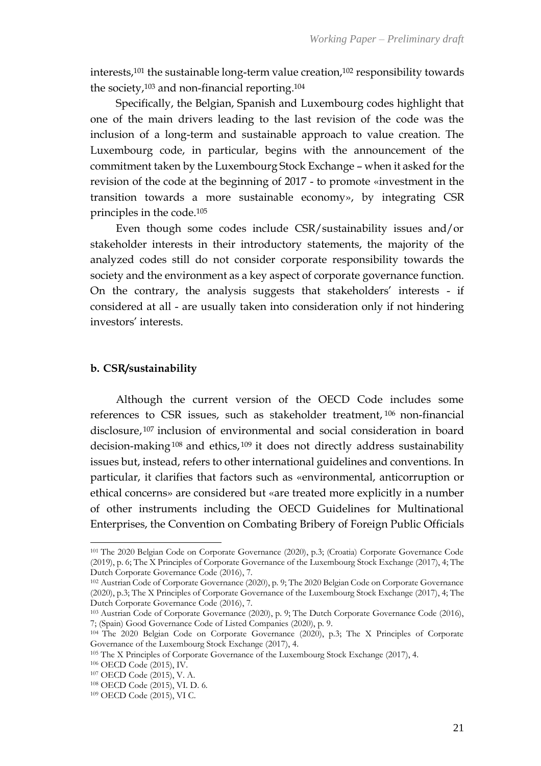interests,[101] the sustainable long-term value creation,[102] responsibility towards the society,[103] and non-financial reporting.[104]

Specifically, the Belgian, Spanish and Luxembourg codes highlight that one of the main drivers leading to the last revision of the code was the inclusion of a long-term and sustainable approach to value creation. The Luxembourg code, in particular, begins with the announcement of the commitment taken by the Luxembourg Stock Exchange – when it asked for the revision of the code at the beginning of 2017 - to promote «investment in the transition towards a more sustainable economy», by integrating CSR principles in the code.[105]

Even though some codes include CSR/sustainability issues and/or stakeholder interests in their introductory statements, the majority of the analyzed codes still do not consider corporate responsibility towards the society and the environment as a key aspect of corporate governance function. On the contrary, the analysis suggests that stakeholders' interests - if considered at all - are usually taken into consideration only if not hindering investors' interests.

#### b. CSR/sustainability

Although the current version of the OECD Code includes some references to CSR issues, such as stakeholder treatment,[106] non-financial disclosure,[107] inclusion of environmental and social consideration in board decision-making[108] and ethics,[109] it does not directly address sustainability issues but, instead, refers to other international guidelines and conventions. In particular, it clarifies that factors such as «environmental, anticorruption or ethical concerns» are considered but «are treated more explicitly in a number of other instruments including the OECD Guidelines for Multinational Enterprises, the Convention on Combating Bribery of Foreign Public Officials

---

[101] The 2020 Belgian Code on Corporate Governance (2020), p.3; (Croatia) Corporate Governance Code (2019), p. 6; The X Principles of Corporate Governance of the Luxembourg Stock Exchange (2017), 4; The Dutch Corporate Governance Code (2016), 7.

[102] Austrian Code of Corporate Governance (2020), p. 9; The 2020 Belgian Code on Corporate Governance (2020), p.3; The X Principles of Corporate Governance of the Luxembourg Stock Exchange (2017), 4; The Dutch Corporate Governance Code (2016), 7.

[103] Austrian Code of Corporate Governance (2020), p. 9; The Dutch Corporate Governance Code (2016), 7; (Spain) Good Governance Code of Listed Companies (2020), p. 9.

[104] The 2020 Belgian Code on Corporate Governance (2020), p.3; The X Principles of Corporate Governance of the Luxembourg Stock Exchange (2017), 4.

[105] The X Principles of Corporate Governance of the Luxembourg Stock Exchange (2017), 4.

[106] OECD Code (2015), IV.

[107] OECD Code (2015), V. A.

[108] OECD Code (2015), VI. D. 6.

[109] OECD Code (2015), VI C.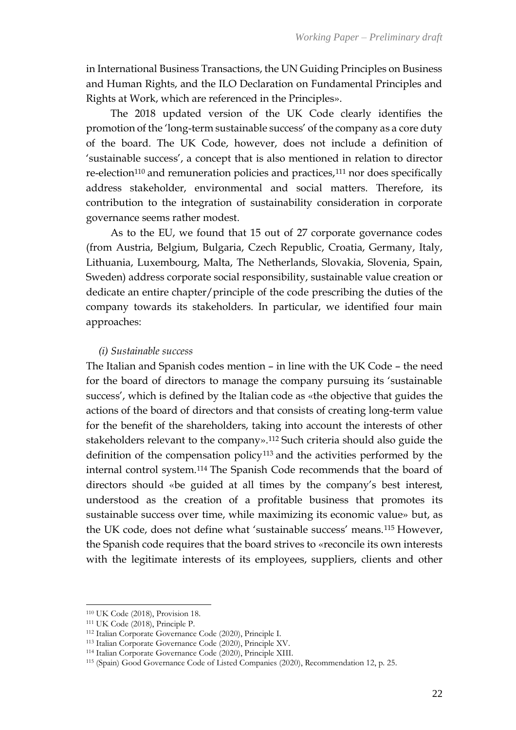in International Business Transactions, the UN Guiding Principles on Business and Human Rights, and the ILO Declaration on Fundamental Principles and Rights at Work, which are referenced in the Principles».

The 2018 updated version of the UK Code clearly identifies the promotion of the 'long-term sustainable success' of the company as a core duty of the board. The UK Code, however, does not include a definition of 'sustainable success', a concept that is also mentioned in relation to director re-election[110] and remuneration policies and practices,[111] nor does specifically address stakeholder, environmental and social matters. Therefore, its contribution to the integration of sustainability consideration in corporate governance seems rather modest.

As to the EU, we found that 15 out of 27 corporate governance codes (from Austria, Belgium, Bulgaria, Czech Republic, Croatia, Germany, Italy, Lithuania, Luxembourg, Malta, The Netherlands, Slovakia, Slovenia, Spain, Sweden) address corporate social responsibility, sustainable value creation or dedicate an entire chapter/principle of the code prescribing the duties of the company towards its stakeholders. In particular, we identified four main approaches:

*(i) Sustainable success*

The Italian and Spanish codes mention – in line with the UK Code – the need for the board of directors to manage the company pursuing its 'sustainable success', which is defined by the Italian code as «the objective that guides the actions of the board of directors and that consists of creating long-term value for the benefit of the shareholders, taking into account the interests of other stakeholders relevant to the company».[112] Such criteria should also guide the definition of the compensation policy[113] and the activities performed by the internal control system.[114] The Spanish Code recommends that the board of directors should «be guided at all times by the company's best interest, understood as the creation of a profitable business that promotes its sustainable success over time, while maximizing its economic value» but, as the UK code, does not define what 'sustainable success' means.[115] However, the Spanish code requires that the board strives to «reconcile its own interests with the legitimate interests of its employees, suppliers, clients and other

---

[110] UK Code (2018), Provision 18.

[111] UK Code (2018), Principle P.

[112] Italian Corporate Governance Code (2020), Principle I.

[113] Italian Corporate Governance Code (2020), Principle XV.

[114] Italian Corporate Governance Code (2020), Principle XIII.

[115] (Spain) Good Governance Code of Listed Companies (2020), Recommendation 12, p. 25.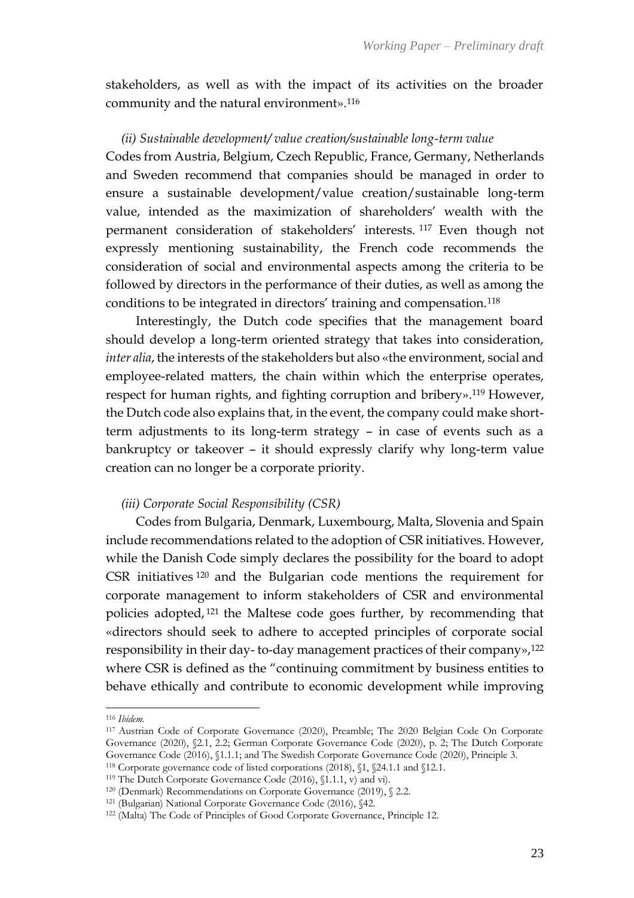stakeholders, as well as with the impact of its activities on the broader community and the natural environment».[116]

*(ii) Sustainable development/ value creation/sustainable long-term value*

Codes from Austria, Belgium, Czech Republic, France, Germany, Netherlands and Sweden recommend that companies should be managed in order to ensure a sustainable development/value creation/sustainable long-term value, intended as the maximization of shareholders' wealth with the permanent consideration of stakeholders' interests.[117] Even though not expressly mentioning sustainability, the French code recommends the consideration of social and environmental aspects among the criteria to be followed by directors in the performance of their duties, as well as among the conditions to be integrated in directors' training and compensation.[118]

Interestingly, the Dutch code specifies that the management board should develop a long-term oriented strategy that takes into consideration, *inter alia*, the interests of the stakeholders but also «the environment, social and employee-related matters, the chain within which the enterprise operates, respect for human rights, and fighting corruption and bribery».[119] However, the Dutch code also explains that, in the event, the company could make short-term adjustments to its long-term strategy – in case of events such as a bankruptcy or takeover – it should expressly clarify why long-term value creation can no longer be a corporate priority.

*(iii) Corporate Social Responsibility (CSR)*

Codes from Bulgaria, Denmark, Luxembourg, Malta, Slovenia and Spain include recommendations related to the adoption of CSR initiatives. However, while the Danish Code simply declares the possibility for the board to adopt CSR initiatives[120] and the Bulgarian code mentions the requirement for corporate management to inform stakeholders of CSR and environmental policies adopted,[121] the Maltese code goes further, by recommending that «directors should seek to adhere to accepted principles of corporate social responsibility in their day- to-day management practices of their company»,[122] where CSR is defined as the "continuing commitment by business entities to behave ethically and contribute to economic development while improving

---

[116] *Ibidem.*

[117] Austrian Code of Corporate Governance (2020), Preamble; The 2020 Belgian Code On Corporate Governance (2020), §2.1, 2.2; German Corporate Governance Code (2020), p. 2; The Dutch Corporate Governance Code (2016), §1.1.1; and The Swedish Corporate Governance Code (2020), Principle 3.

[118] Corporate governance code of listed corporations (2018), §1, §24.1.1 and §12.1.

[119] The Dutch Corporate Governance Code (2016), §1.1.1, v) and vi).

[120] (Denmark) Recommendations on Corporate Governance (2019), § 2.2.

[121] (Bulgarian) National Corporate Governance Code (2016), §42.

[122] (Malta) The Code of Principles of Good Corporate Governance, Principle 12.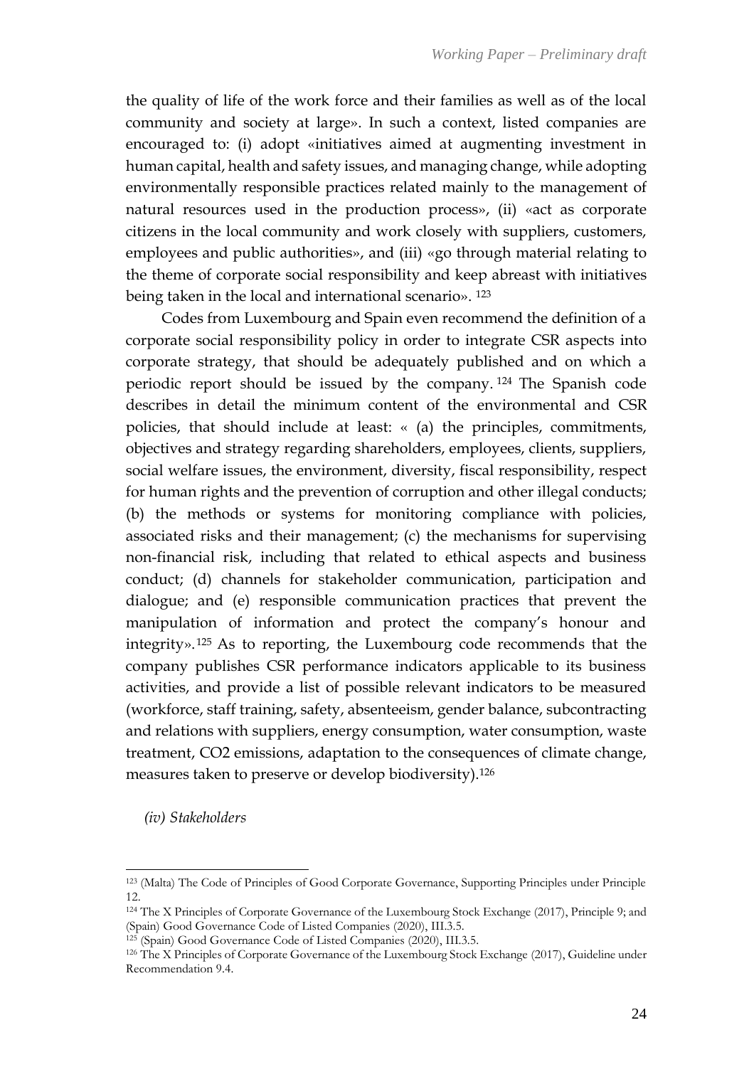the quality of life of the work force and their families as well as of the local community and society at large». In such a context, listed companies are encouraged to: (i) adopt «initiatives aimed at augmenting investment in human capital, health and safety issues, and managing change, while adopting environmentally responsible practices related mainly to the management of natural resources used in the production process», (ii) «act as corporate citizens in the local community and work closely with suppliers, customers, employees and public authorities», and (iii) «go through material relating to the theme of corporate social responsibility and keep abreast with initiatives being taken in the local and international scenario». [123]

Codes from Luxembourg and Spain even recommend the definition of a corporate social responsibility policy in order to integrate CSR aspects into corporate strategy, that should be adequately published and on which a periodic report should be issued by the company. [124] The Spanish code describes in detail the minimum content of the environmental and CSR policies, that should include at least: « (a) the principles, commitments, objectives and strategy regarding shareholders, employees, clients, suppliers, social welfare issues, the environment, diversity, fiscal responsibility, respect for human rights and the prevention of corruption and other illegal conducts; (b) the methods or systems for monitoring compliance with policies, associated risks and their management; (c) the mechanisms for supervising non-financial risk, including that related to ethical aspects and business conduct; (d) channels for stakeholder communication, participation and dialogue; and (e) responsible communication practices that prevent the manipulation of information and protect the company's honour and integrity». [125] As to reporting, the Luxembourg code recommends that the company publishes CSR performance indicators applicable to its business activities, and provide a list of possible relevant indicators to be measured (workforce, staff training, safety, absenteeism, gender balance, subcontracting and relations with suppliers, energy consumption, water consumption, waste treatment, $CO_2$ emissions, adaptation to the consequences of climate change, measures taken to preserve or develop biodiversity).[126]

*(iv) Stakeholders*

---

[123] (Malta) The Code of Principles of Good Corporate Governance, Supporting Principles under Principle 12.

[124] The X Principles of Corporate Governance of the Luxembourg Stock Exchange (2017), Principle 9; and (Spain) Good Governance Code of Listed Companies (2020), III.3.5.

[125] (Spain) Good Governance Code of Listed Companies (2020), III.3.5.

[126] The X Principles of Corporate Governance of the Luxembourg Stock Exchange (2017), Guideline under Recommendation 9.4.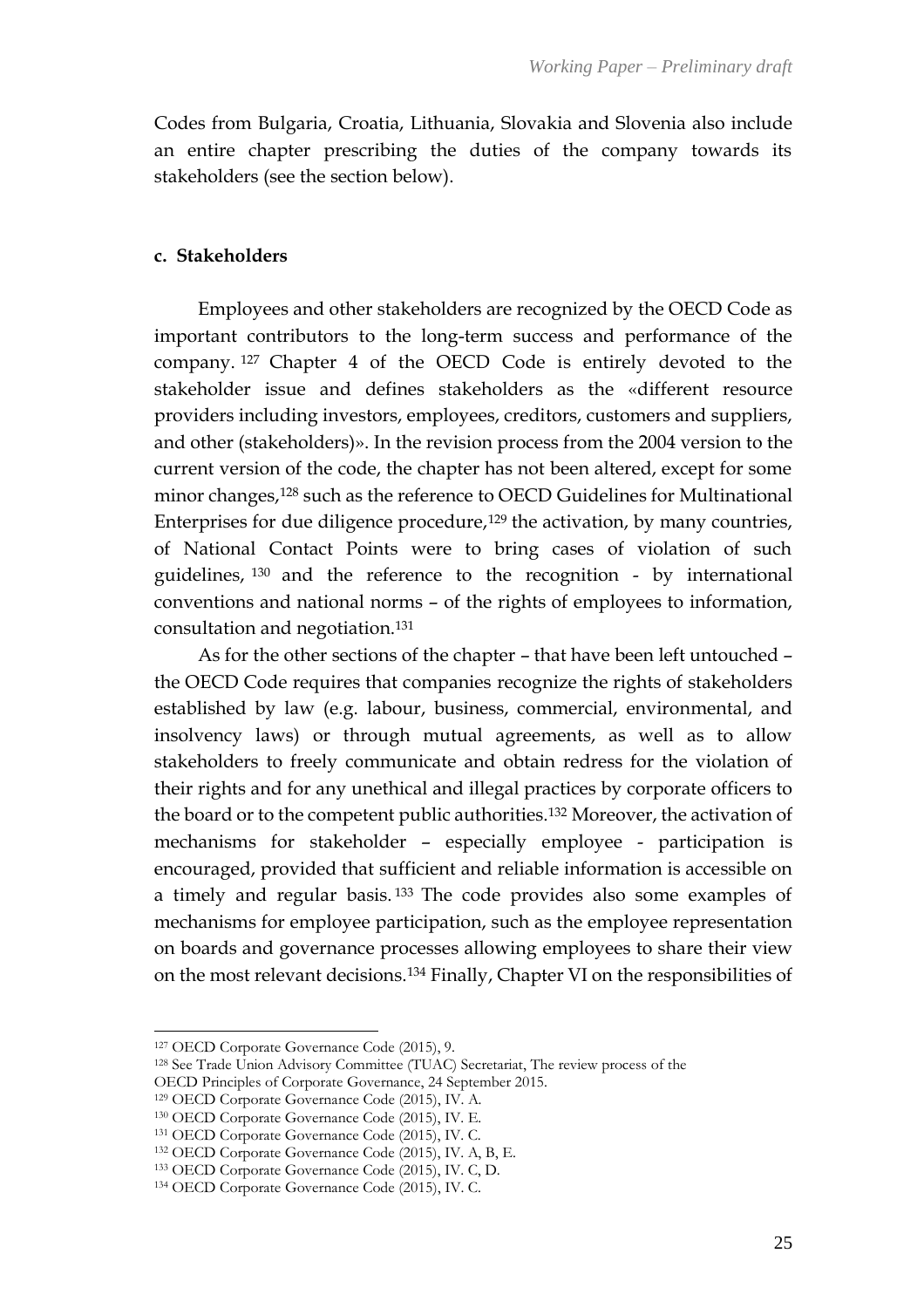Codes from Bulgaria, Croatia, Lithuania, Slovakia and Slovenia also include an entire chapter prescribing the duties of the company towards its stakeholders (see the section below).

**c. Stakeholders**

Employees and other stakeholders are recognized by the OECD Code as important contributors to the long-term success and performance of the company.[127] Chapter 4 of the OECD Code is entirely devoted to the stakeholder issue and defines stakeholders as the «different resource providers including investors, employees, creditors, customers and suppliers, and other (stakeholders)». In the revision process from the 2004 version to the current version of the code, the chapter has not been altered, except for some minor changes,[128] such as the reference to OECD Guidelines for Multinational Enterprises for due diligence procedure,[129] the activation, by many countries, of National Contact Points were to bring cases of violation of such guidelines,[130] and the reference to the recognition - by international conventions and national norms – of the rights of employees to information, consultation and negotiation.[131]

As for the other sections of the chapter – that have been left untouched – the OECD Code requires that companies recognize the rights of stakeholders established by law (e.g. labour, business, commercial, environmental, and insolvency laws) or through mutual agreements, as well as to allow stakeholders to freely communicate and obtain redress for the violation of their rights and for any unethical and illegal practices by corporate officers to the board or to the competent public authorities.[132] Moreover, the activation of mechanisms for stakeholder – especially employee - participation is encouraged, provided that sufficient and reliable information is accessible on a timely and regular basis.[133] The code provides also some examples of mechanisms for employee participation, such as the employee representation on boards and governance processes allowing employees to share their view on the most relevant decisions.[134] Finally, Chapter VI on the responsibilities of

---

[127] OECD Corporate Governance Code (2015), 9.

[128] See Trade Union Advisory Committee (TUAC) Secretariat, The review process of the OECD Principles of Corporate Governance, 24 September 2015.

[129] OECD Corporate Governance Code (2015), IV. A.

[130] OECD Corporate Governance Code (2015), IV. E.

[131] OECD Corporate Governance Code (2015), IV. C.

[132] OECD Corporate Governance Code (2015), IV. A, B, E.

[133] OECD Corporate Governance Code (2015), IV. C, D.

[134] OECD Corporate Governance Code (2015), IV. C.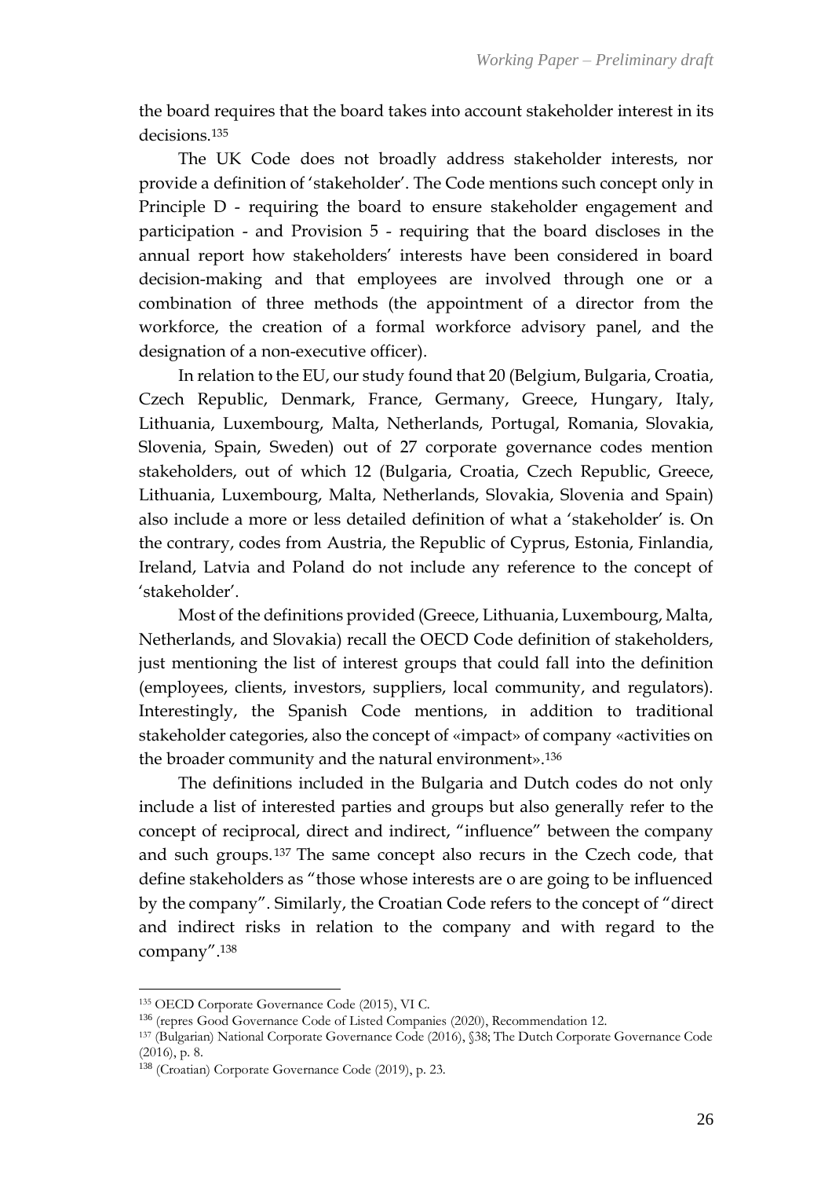the board requires that the board takes into account stakeholder interest in its decisions.[135]

The UK Code does not broadly address stakeholder interests, nor provide a definition of 'stakeholder'. The Code mentions such concept only in Principle D - requiring the board to ensure stakeholder engagement and participation - and Provision 5 - requiring that the board discloses in the annual report how stakeholders' interests have been considered in board decision-making and that employees are involved through one or a combination of three methods (the appointment of a director from the workforce, the creation of a formal workforce advisory panel, and the designation of a non-executive officer).

In relation to the EU, our study found that 20 (Belgium, Bulgaria, Croatia, Czech Republic, Denmark, France, Germany, Greece, Hungary, Italy, Lithuania, Luxembourg, Malta, Netherlands, Portugal, Romania, Slovakia, Slovenia, Spain, Sweden) out of 27 corporate governance codes mention stakeholders, out of which 12 (Bulgaria, Croatia, Czech Republic, Greece, Lithuania, Luxembourg, Malta, Netherlands, Slovakia, Slovenia and Spain) also include a more or less detailed definition of what a 'stakeholder' is. On the contrary, codes from Austria, the Republic of Cyprus, Estonia, Finlandia, Ireland, Latvia and Poland do not include any reference to the concept of 'stakeholder'.

Most of the definitions provided (Greece, Lithuania, Luxembourg, Malta, Netherlands, and Slovakia) recall the OECD Code definition of stakeholders, just mentioning the list of interest groups that could fall into the definition (employees, clients, investors, suppliers, local community, and regulators). Interestingly, the Spanish Code mentions, in addition to traditional stakeholder categories, also the concept of «impact» of company «activities on the broader community and the natural environment».[136]

The definitions included in the Bulgaria and Dutch codes do not only include a list of interested parties and groups but also generally refer to the concept of reciprocal, direct and indirect, "influence" between the company and such groups.[137] The same concept also recurs in the Czech code, that define stakeholders as "those whose interests are o are going to be influenced by the company". Similarly, the Croatian Code refers to the concept of "direct and indirect risks in relation to the company and with regard to the company".[138]

---

[135] OECD Corporate Governance Code (2015), VI C.

[136] (repres Good Governance Code of Listed Companies (2020), Recommendation 12.

[137] (Bulgarian) National Corporate Governance Code (2016), §38; The Dutch Corporate Governance Code (2016), p. 8.

[138] (Croatian) Corporate Governance Code (2019), p. 23.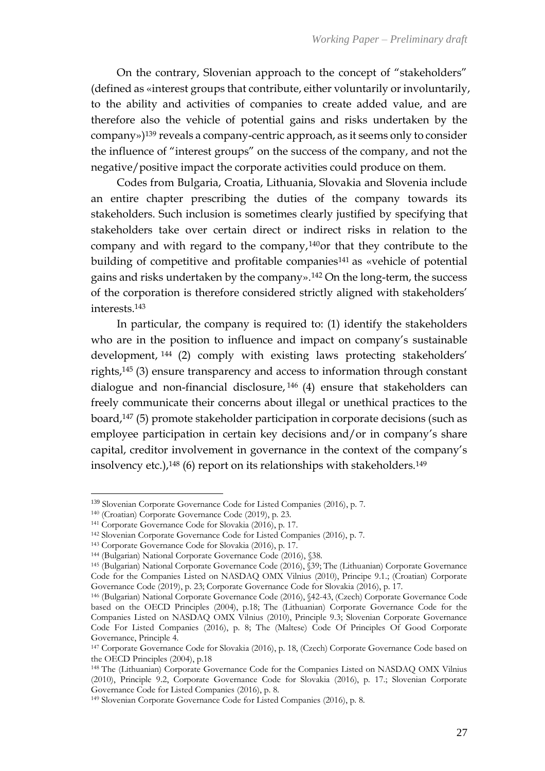On the contrary, Slovenian approach to the concept of "stakeholders" (defined as «interest groups that contribute, either voluntarily or involuntarily, to the ability and activities of companies to create added value, and are therefore also the vehicle of potential gains and risks undertaken by the company»)[139] reveals a company-centric approach, as it seems only to consider the influence of "interest groups" on the success of the company, and not the negative/positive impact the corporate activities could produce on them.

Codes from Bulgaria, Croatia, Lithuania, Slovakia and Slovenia include an entire chapter prescribing the duties of the company towards its stakeholders. Such inclusion is sometimes clearly justified by specifying that stakeholders take over certain direct or indirect risks in relation to the company and with regard to the company,[140]or that they contribute to the building of competitive and profitable companies[141] as «vehicle of potential gains and risks undertaken by the company».[142] On the long-term, the success of the corporation is therefore considered strictly aligned with stakeholders' interests.[143]

In particular, the company is required to: (1) identify the stakeholders who are in the position to influence and impact on company's sustainable development, [144] (2) comply with existing laws protecting stakeholders' rights,[145] (3) ensure transparency and access to information through constant dialogue and non-financial disclosure, [146] (4) ensure that stakeholders can freely communicate their concerns about illegal or unethical practices to the board,[147] (5) promote stakeholder participation in corporate decisions (such as employee participation in certain key decisions and/or in company's share capital, creditor involvement in governance in the context of the company's insolvency etc.),[148] (6) report on its relationships with stakeholders.[149]

---

[139] Slovenian Corporate Governance Code for Listed Companies (2016), p. 7.

[140] (Croatian) Corporate Governance Code (2019), p. 23.

[141] Corporate Governance Code for Slovakia (2016), p. 17.

[142] Slovenian Corporate Governance Code for Listed Companies (2016), p. 7.

[143] Corporate Governance Code for Slovakia (2016), p. 17.

[144] (Bulgarian) National Corporate Governance Code (2016), §38.

[145] (Bulgarian) National Corporate Governance Code (2016), §39; The (Lithuanian) Corporate Governance Code for the Companies Listed on NASDAQ OMX Vilnius (2010), Principe 9.1.; (Croatian) Corporate Governance Code (2019), p. 23; Corporate Governance Code for Slovakia (2016), p. 17.

[146] (Bulgarian) National Corporate Governance Code (2016), §42-43, (Czech) Corporate Governance Code based on the OECD Principles (2004), p.18; The (Lithuanian) Corporate Governance Code for the Companies Listed on NASDAQ OMX Vilnius (2010), Principle 9.3; Slovenian Corporate Governance Code For Listed Companies (2016), p. 8; The (Maltese) Code Of Principles Of Good Corporate Governance, Principle 4.

[147] Corporate Governance Code for Slovakia (2016), p. 18, (Czech) Corporate Governance Code based on the OECD Principles (2004), p.18

[148] The (Lithuanian) Corporate Governance Code for the Companies Listed on NASDAQ OMX Vilnius (2010), Principle 9.2, Corporate Governance Code for Slovakia (2016), p. 17.; Slovenian Corporate Governance Code for Listed Companies (2016), p. 8.

[149] Slovenian Corporate Governance Code for Listed Companies (2016), p. 8.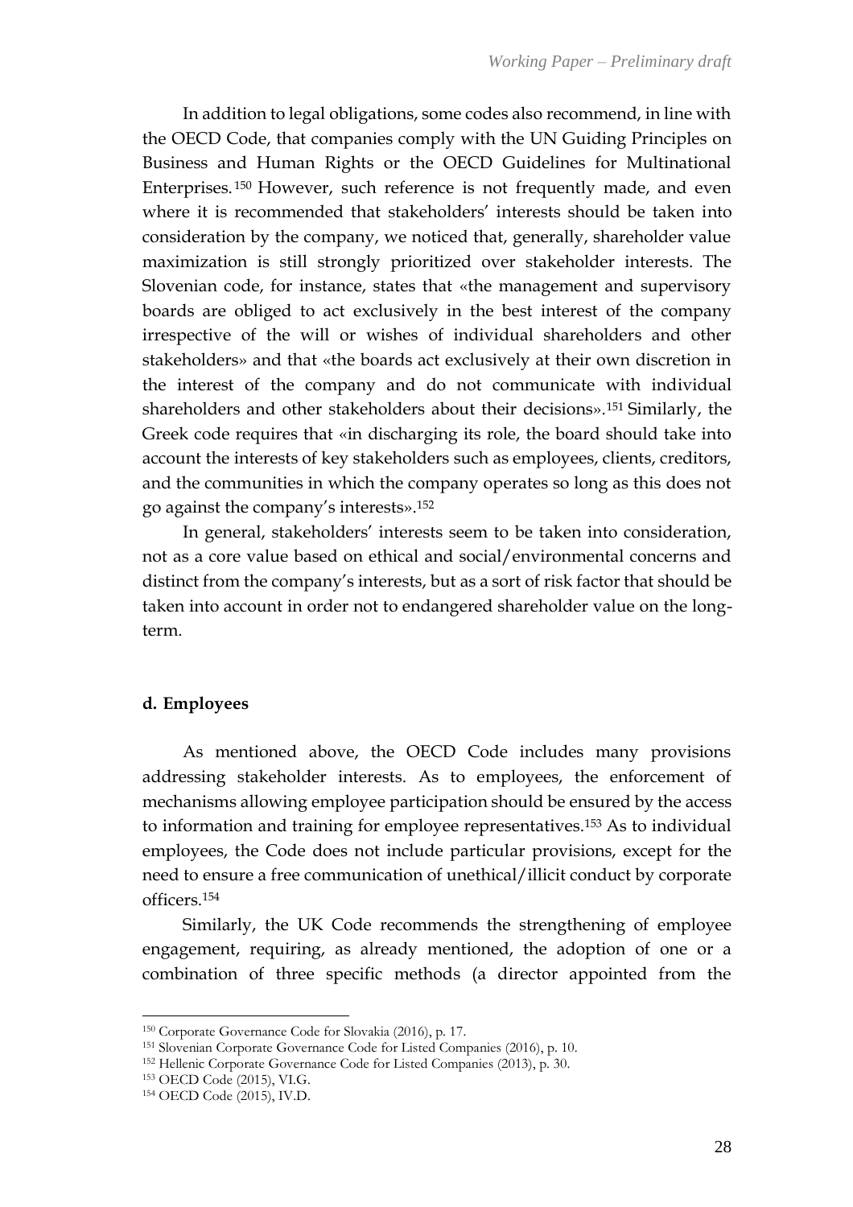In addition to legal obligations, some codes also recommend, in line with the OECD Code, that companies comply with the UN Guiding Principles on Business and Human Rights or the OECD Guidelines for Multinational Enterprises.[150] However, such reference is not frequently made, and even where it is recommended that stakeholders' interests should be taken into consideration by the company, we noticed that, generally, shareholder value maximization is still strongly prioritized over stakeholder interests. The Slovenian code, for instance, states that «the management and supervisory boards are obliged to act exclusively in the best interest of the company irrespective of the will or wishes of individual shareholders and other stakeholders» and that «the boards act exclusively at their own discretion in the interest of the company and do not communicate with individual shareholders and other stakeholders about their decisions».[151] Similarly, the Greek code requires that «in discharging its role, the board should take into account the interests of key stakeholders such as employees, clients, creditors, and the communities in which the company operates so long as this does not go against the company's interests».[152]

In general, stakeholders' interests seem to be taken into consideration, not as a core value based on ethical and social/environmental concerns and distinct from the company's interests, but as a sort of risk factor that should be taken into account in order not to endangered shareholder value on the long-term.

**d. Employees**

As mentioned above, the OECD Code includes many provisions addressing stakeholder interests. As to employees, the enforcement of mechanisms allowing employee participation should be ensured by the access to information and training for employee representatives.[153] As to individual employees, the Code does not include particular provisions, except for the need to ensure a free communication of unethical/illicit conduct by corporate officers.[154]

Similarly, the UK Code recommends the strengthening of employee engagement, requiring, as already mentioned, the adoption of one or a combination of three specific methods (a director appointed from the

---

[150] Corporate Governance Code for Slovakia (2016), p. 17.

[151] Slovenian Corporate Governance Code for Listed Companies (2016), p. 10.

[152] Hellenic Corporate Governance Code for Listed Companies (2013), p. 30.

[153] OECD Code (2015), VI.G.

[154] OECD Code (2015), IV.D.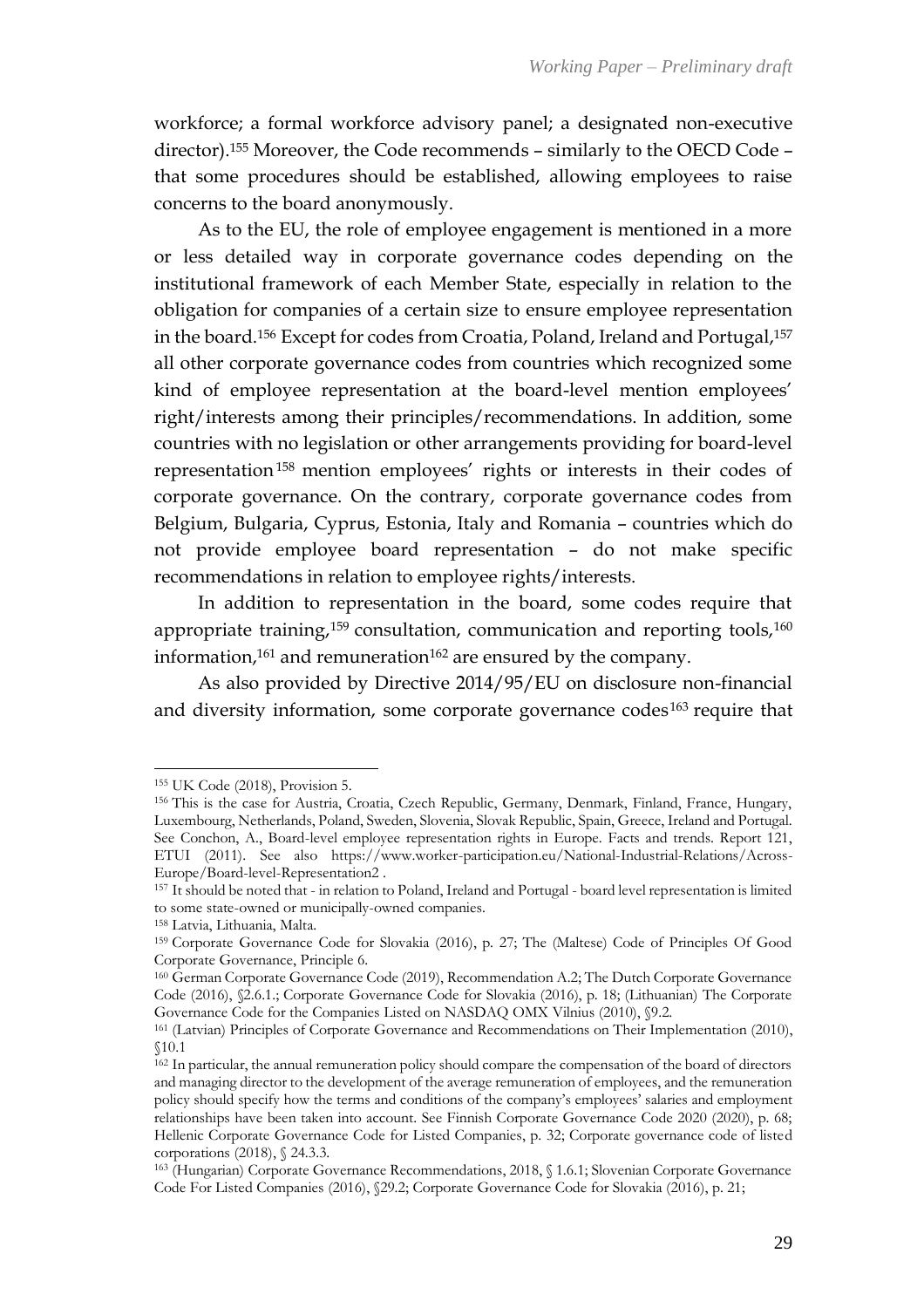workforce; a formal workforce advisory panel; a designated non-executive director).[155] Moreover, the Code recommends – similarly to the OECD Code – that some procedures should be established, allowing employees to raise concerns to the board anonymously.

As to the EU, the role of employee engagement is mentioned in a more or less detailed way in corporate governance codes depending on the institutional framework of each Member State, especially in relation to the obligation for companies of a certain size to ensure employee representation in the board.[156] Except for codes from Croatia, Poland, Ireland and Portugal,[157] all other corporate governance codes from countries which recognized some kind of employee representation at the board-level mention employees' right/interests among their principles/recommendations. In addition, some countries with no legislation or other arrangements providing for board-level representation[158] mention employees' rights or interests in their codes of corporate governance. On the contrary, corporate governance codes from Belgium, Bulgaria, Cyprus, Estonia, Italy and Romania – countries which do not provide employee board representation – do not make specific recommendations in relation to employee rights/interests.

In addition to representation in the board, some codes require that appropriate training,[159] consultation, communication and reporting tools,[160] information,[161] and remuneration[162] are ensured by the company.

As also provided by Directive 2014/95/EU on disclosure non-financial and diversity information, some corporate governance codes[163] require that

---

[155] UK Code (2018), Provision 5.

[156] This is the case for Austria, Croatia, Czech Republic, Germany, Denmark, Finland, France, Hungary, Luxembourg, Netherlands, Poland, Sweden, Slovenia, Slovak Republic, Spain, Greece, Ireland and Portugal. See Conchon, A., Board-level employee representation rights in Europe. Facts and trends. Report 121, ETUI (2011). See also https://www.worker-participation.eu/National-Industrial-Relations/Across-Europe/Board-level-Representation2 .

[157] It should be noted that - in relation to Poland, Ireland and Portugal - board level representation is limited to some state-owned or municipally-owned companies.

[158] Latvia, Lithuania, Malta.

[159] Corporate Governance Code for Slovakia (2016), p. 27; The (Maltese) Code of Principles Of Good Corporate Governance, Principle 6.

[160] German Corporate Governance Code (2019), Recommendation A.2; The Dutch Corporate Governance Code (2016), §2.6.1.; Corporate Governance Code for Slovakia (2016), p. 18; (Lithuanian) The Corporate Governance Code for the Companies Listed on NASDAQ OMX Vilnius (2010), §9.2.

[161] (Latvian) Principles of Corporate Governance and Recommendations on Their Implementation (2010), §10.1

[162] In particular, the annual remuneration policy should compare the compensation of the board of directors and managing director to the development of the average remuneration of employees, and the remuneration policy should specify how the terms and conditions of the company's employees' salaries and employment relationships have been taken into account. See Finnish Corporate Governance Code 2020 (2020), p. 68; Hellenic Corporate Governance Code for Listed Companies, p. 32; Corporate governance code of listed corporations (2018), § 24.3.3.

[163] (Hungarian) Corporate Governance Recommendations, 2018, § 1.6.1; Slovenian Corporate Governance Code For Listed Companies (2016), §29.2; Corporate Governance Code for Slovakia (2016), p. 21;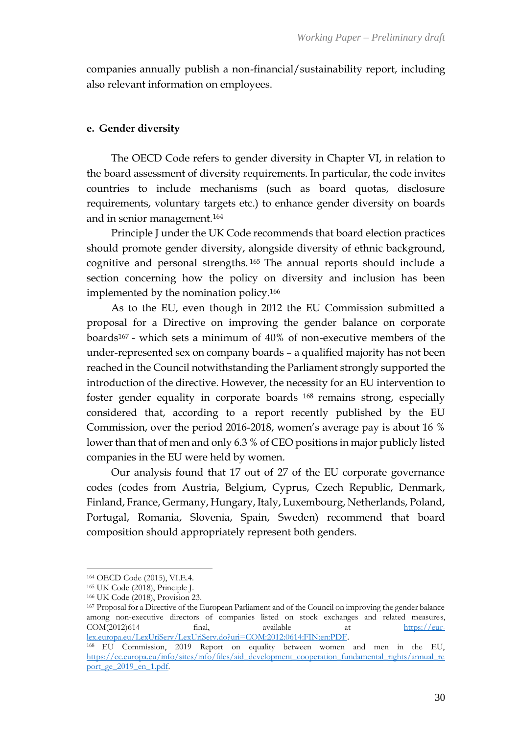companies annually publish a non-financial/sustainability report, including also relevant information on employees.

#### e. Gender diversity

The OECD Code refers to gender diversity in Chapter VI, in relation to the board assessment of diversity requirements. In particular, the code invites countries to include mechanisms (such as board quotas, disclosure requirements, voluntary targets etc.) to enhance gender diversity on boards and in senior management.[164]

Principle J under the UK Code recommends that board election practices should promote gender diversity, alongside diversity of ethnic background, cognitive and personal strengths.[165] The annual reports should include a section concerning how the policy on diversity and inclusion has been implemented by the nomination policy.[166]

As to the EU, even though in 2012 the EU Commission submitted a proposal for a Directive on improving the gender balance on corporate boards[167] - which sets a minimum of 40% of non-executive members of the under-represented sex on company boards – a qualified majority has not been reached in the Council notwithstanding the Parliament strongly supported the introduction of the directive. However, the necessity for an EU intervention to foster gender equality in corporate boards [168] remains strong, especially considered that, according to a report recently published by the EU Commission, over the period 2016-2018, women's average pay is about 16 % lower than that of men and only 6.3 % of CEO positions in major publicly listed companies in the EU were held by women.

Our analysis found that 17 out of 27 of the EU corporate governance codes (codes from Austria, Belgium, Cyprus, Czech Republic, Denmark, Finland, France, Germany, Hungary, Italy, Luxembourg, Netherlands, Poland, Portugal, Romania, Slovenia, Spain, Sweden) recommend that board composition should appropriately represent both genders.

---

[164] OECD Code (2015), VI.E.4.

[165] UK Code (2018), Principle J.

[166] UK Code (2018), Provision 23.

[167] Proposal for a Directive of the European Parliament and of the Council on improving the gender balance among non-executive directors of companies listed on stock exchanges and related measures, COM(2012)614 final, available at https://eur-lex.europa.eu/LexUriServ/LexUriServ.do?uri=COM:2012:0614:FIN:en:PDF.

[168] EU Commission, 2019 Report on equality between women and men in the EU, https://ec.europa.eu/info/sites/info/files/aid_development_cooperation_fundamental_rights/annual_report_ge_2019_en_1.pdf.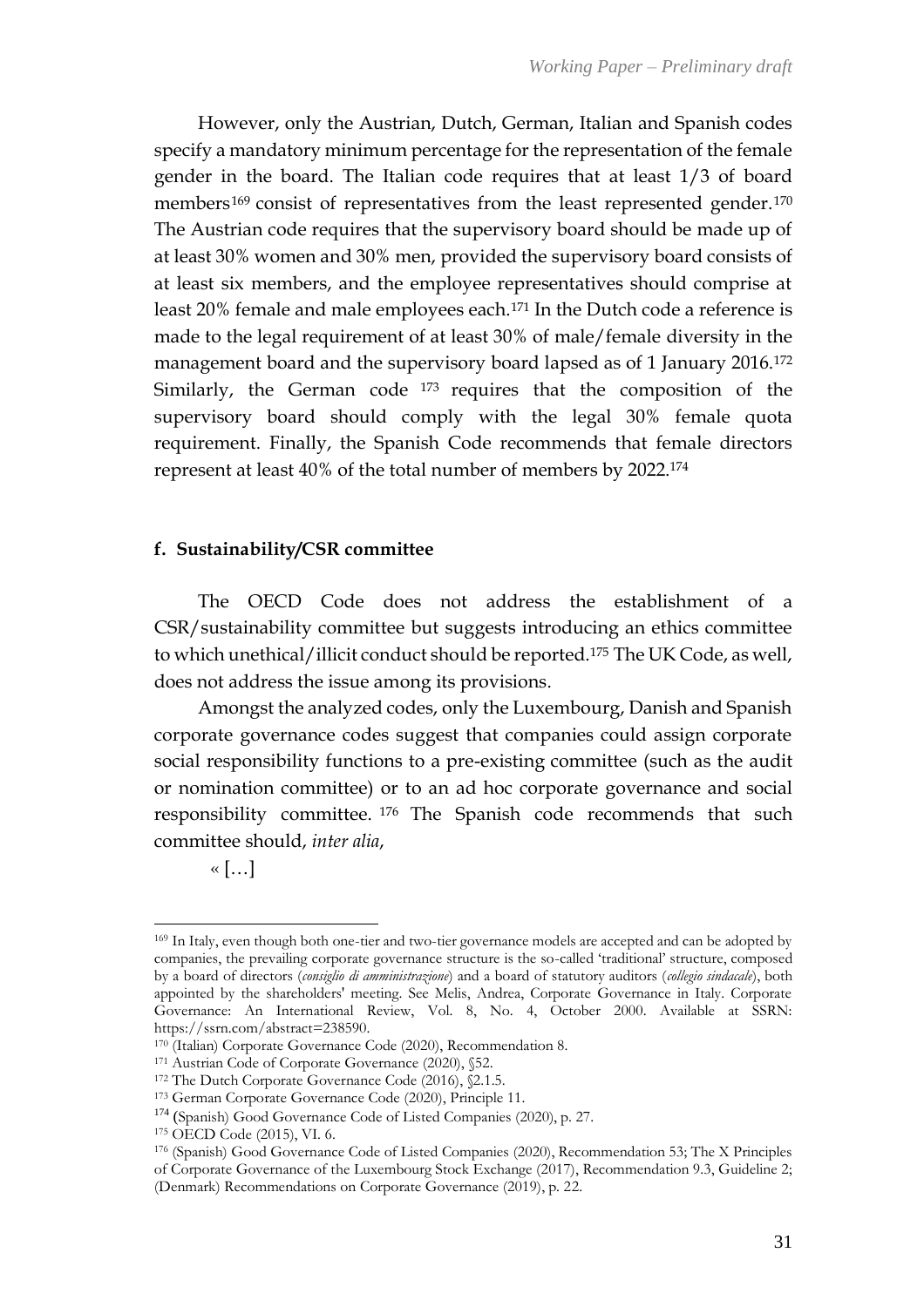However, only the Austrian, Dutch, German, Italian and Spanish codes specify a mandatory minimum percentage for the representation of the female gender in the board. The Italian code requires that at least 1/3 of board members[169] consist of representatives from the least represented gender.[170] The Austrian code requires that the supervisory board should be made up of at least 30% women and 30% men, provided the supervisory board consists of at least six members, and the employee representatives should comprise at least 20% female and male employees each.[171] In the Dutch code a reference is made to the legal requirement of at least 30% of male/female diversity in the management board and the supervisory board lapsed as of 1 January 2016.[172] Similarly, the German code [173] requires that the composition of the supervisory board should comply with the legal 30% female quota requirement. Finally, the Spanish Code recommends that female directors represent at least 40% of the total number of members by 2022.[174]

#### f. Sustainability/CSR committee

The OECD Code does not address the establishment of a CSR/sustainability committee but suggests introducing an ethics committee to which unethical/illicit conduct should be reported.[175] The UK Code, as well, does not address the issue among its provisions.

Amongst the analyzed codes, only the Luxembourg, Danish and Spanish corporate governance codes suggest that companies could assign corporate social responsibility functions to a pre-existing committee (such as the audit or nomination committee) or to an ad hoc corporate governance and social responsibility committee. [176] The Spanish code recommends that such committee should, *inter alia*,

« […]

---

[169] In Italy, even though both one-tier and two-tier governance models are accepted and can be adopted by companies, the prevailing corporate governance structure is the so-called 'traditional' structure, composed by a board of directors (*consiglio di amministrazione*) and a board of statutory auditors (*collegio sindacale*), both appointed by the shareholders' meeting. See Melis, Andrea, Corporate Governance in Italy. Corporate Governance: An International Review, Vol. 8, No. 4, October 2000. Available at SSRN: https://ssrn.com/abstract=238590.

[170] (Italian) Corporate Governance Code (2020), Recommendation 8.

[171] Austrian Code of Corporate Governance (2020), §52.

[172] The Dutch Corporate Governance Code (2016), §2.1.5.

[173] German Corporate Governance Code (2020), Principle 11.

[174] (Spanish) Good Governance Code of Listed Companies (2020), p. 27.

[175] OECD Code (2015), VI. 6.

[176] (Spanish) Good Governance Code of Listed Companies (2020), Recommendation 53; The X Principles of Corporate Governance of the Luxembourg Stock Exchange (2017), Recommendation 9.3, Guideline 2; (Denmark) Recommendations on Corporate Governance (2019), p. 22.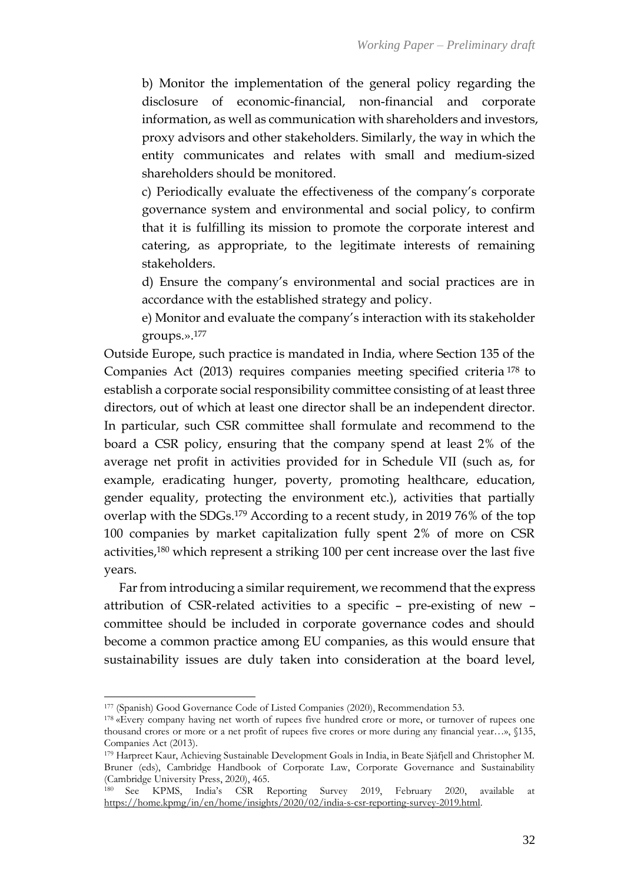b) Monitor the implementation of the general policy regarding the disclosure of economic-financial, non-financial and corporate information, as well as communication with shareholders and investors, proxy advisors and other stakeholders. Similarly, the way in which the entity communicates and relates with small and medium-sized shareholders should be monitored.

c) Periodically evaluate the effectiveness of the company's corporate governance system and environmental and social policy, to confirm that it is fulfilling its mission to promote the corporate interest and catering, as appropriate, to the legitimate interests of remaining stakeholders.

d) Ensure the company's environmental and social practices are in accordance with the established strategy and policy.

e) Monitor and evaluate the company's interaction with its stakeholder groups.».[177]

Outside Europe, such practice is mandated in India, where Section 135 of the Companies Act (2013) requires companies meeting specified criteria[178] to establish a corporate social responsibility committee consisting of at least three directors, out of which at least one director shall be an independent director. In particular, such CSR committee shall formulate and recommend to the board a CSR policy, ensuring that the company spend at least 2% of the average net profit in activities provided for in Schedule VII (such as, for example, eradicating hunger, poverty, promoting healthcare, education, gender equality, protecting the environment etc.), activities that partially overlap with the SDGs.[179] According to a recent study, in 2019 76% of the top 100 companies by market capitalization fully spent 2% of more on CSR activities,[180] which represent a striking 100 per cent increase over the last five years.

Far from introducing a similar requirement, we recommend that the express attribution of CSR-related activities to a specific – pre-existing of new – committee should be included in corporate governance codes and should become a common practice among EU companies, as this would ensure that sustainability issues are duly taken into consideration at the board level,

---

[177] (Spanish) Good Governance Code of Listed Companies (2020), Recommendation 53.

[178] «Every company having net worth of rupees five hundred crore or more, or turnover of rupees one thousand crores or more or a net profit of rupees five crores or more during any financial year…», §135, Companies Act (2013).

[179] Harpreet Kaur, Achieving Sustainable Development Goals in India, in Beate Sjåfjell and Christopher M. Bruner (eds), Cambridge Handbook of Corporate Law, Corporate Governance and Sustainability (Cambridge University Press, 2020), 465.

[180] See KPMS, India's CSR Reporting Survey 2019, February 2020, available at https://home.kpmg/in/en/home/insights/2020/02/india-s-csr-reporting-survey-2019.html.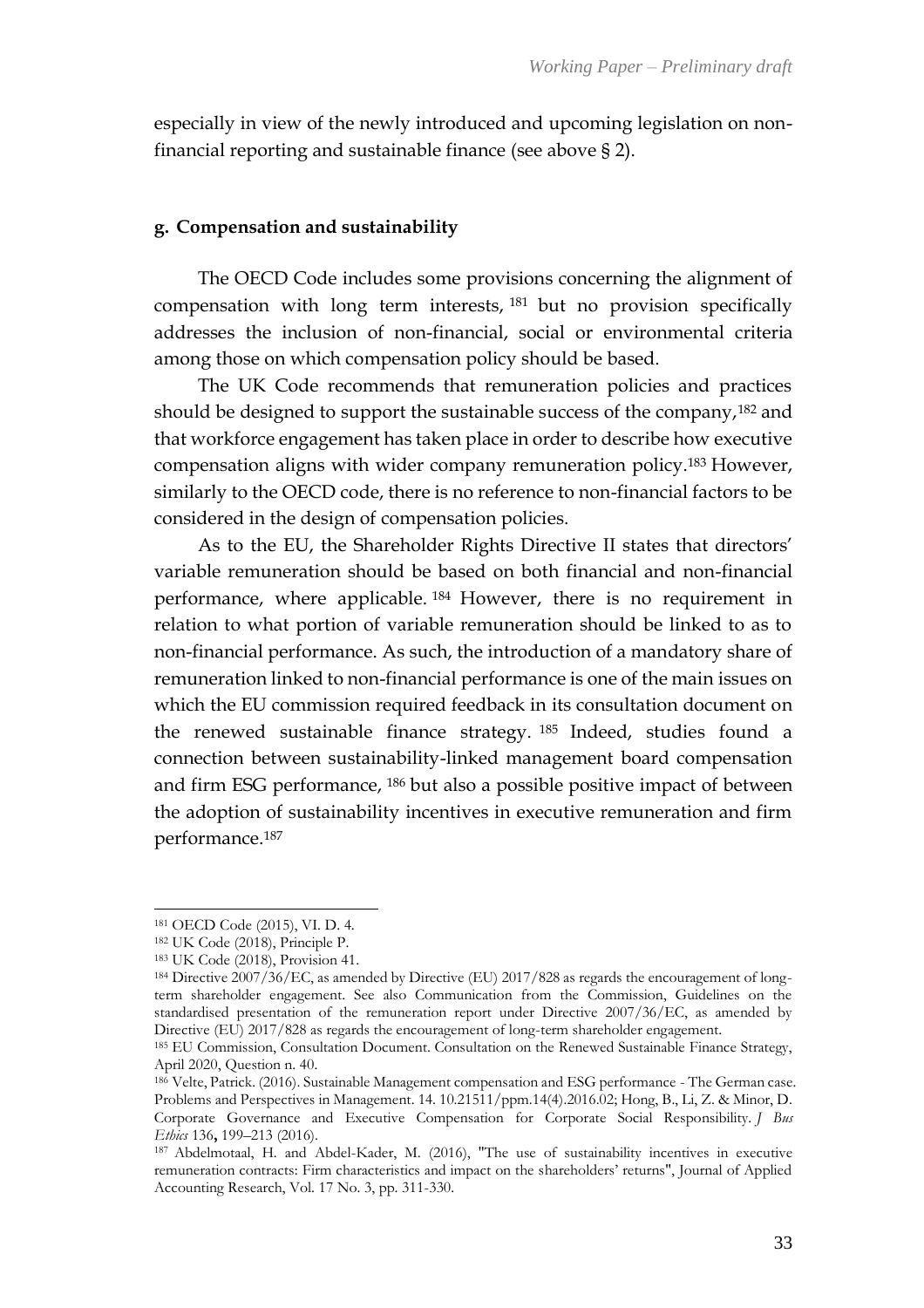especially in view of the newly introduced and upcoming legislation on non-financial reporting and sustainable finance (see above § 2).

#### g. Compensation and sustainability

The OECD Code includes some provisions concerning the alignment of compensation with long term interests, [181] but no provision specifically addresses the inclusion of non-financial, social or environmental criteria among those on which compensation policy should be based.

The UK Code recommends that remuneration policies and practices should be designed to support the sustainable success of the company,[182] and that workforce engagement has taken place in order to describe how executive compensation aligns with wider company remuneration policy.[183] However, similarly to the OECD code, there is no reference to non-financial factors to be considered in the design of compensation policies.

As to the EU, the Shareholder Rights Directive II states that directors' variable remuneration should be based on both financial and non-financial performance, where applicable. [184] However, there is no requirement in relation to what portion of variable remuneration should be linked to as to non-financial performance. As such, the introduction of a mandatory share of remuneration linked to non-financial performance is one of the main issues on which the EU commission required feedback in its consultation document on the renewed sustainable finance strategy. [185] Indeed, studies found a connection between sustainability-linked management board compensation and firm ESG performance, [186] but also a possible positive impact of between the adoption of sustainability incentives in executive remuneration and firm performance.[187]

---

[181] OECD Code (2015), VI. D. 4.

[182] UK Code (2018), Principle P.

[183] UK Code (2018), Provision 41.

[184] Directive 2007/36/EC, as amended by Directive (EU) 2017/828 as regards the encouragement of long-term shareholder engagement. See also Communication from the Commission, Guidelines on the standardised presentation of the remuneration report under Directive 2007/36/EC, as amended by Directive (EU) 2017/828 as regards the encouragement of long-term shareholder engagement.

[185] EU Commission, Consultation Document. Consultation on the Renewed Sustainable Finance Strategy, April 2020, Question n. 40.

[186] Velte, Patrick. (2016). Sustainable Management compensation and ESG performance - The German case. Problems and Perspectives in Management. 14. 10.21511/ppm.14(4).2016.02; Hong, B., Li, Z. & Minor, D. Corporate Governance and Executive Compensation for Corporate Social Responsibility. *J Bus Ethics* 136**,** 199–213 (2016).

[187] Abdelmotaal, H. and Abdel-Kader, M. (2016), "The use of sustainability incentives in executive remuneration contracts: Firm characteristics and impact on the shareholders' returns", Journal of Applied Accounting Research, Vol. 17 No. 3, pp. 311-330.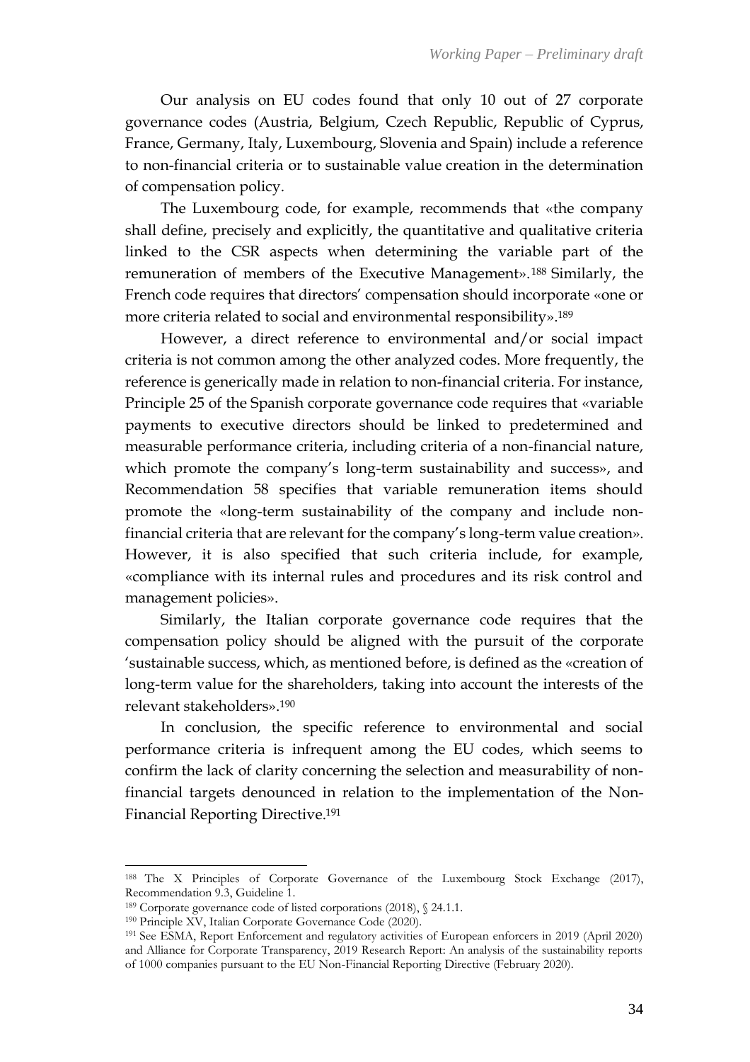Our analysis on EU codes found that only 10 out of 27 corporate governance codes (Austria, Belgium, Czech Republic, Republic of Cyprus, France, Germany, Italy, Luxembourg, Slovenia and Spain) include a reference to non-financial criteria or to sustainable value creation in the determination of compensation policy.

The Luxembourg code, for example, recommends that «the company shall define, precisely and explicitly, the quantitative and qualitative criteria linked to the CSR aspects when determining the variable part of the remuneration of members of the Executive Management».[188] Similarly, the French code requires that directors' compensation should incorporate «one or more criteria related to social and environmental responsibility».[189]

However, a direct reference to environmental and/or social impact criteria is not common among the other analyzed codes. More frequently, the reference is generically made in relation to non-financial criteria. For instance, Principle 25 of the Spanish corporate governance code requires that «variable payments to executive directors should be linked to predetermined and measurable performance criteria, including criteria of a non-financial nature, which promote the company's long-term sustainability and success», and Recommendation 58 specifies that variable remuneration items should promote the «long-term sustainability of the company and include non-financial criteria that are relevant for the company's long-term value creation». However, it is also specified that such criteria include, for example, «compliance with its internal rules and procedures and its risk control and management policies».

Similarly, the Italian corporate governance code requires that the compensation policy should be aligned with the pursuit of the corporate 'sustainable success, which, as mentioned before, is defined as the «creation of long-term value for the shareholders, taking into account the interests of the relevant stakeholders».[190]

In conclusion, the specific reference to environmental and social performance criteria is infrequent among the EU codes, which seems to confirm the lack of clarity concerning the selection and measurability of non-financial targets denounced in relation to the implementation of the Non-Financial Reporting Directive.[191]

---

[188] The X Principles of Corporate Governance of the Luxembourg Stock Exchange (2017), Recommendation 9.3, Guideline 1.

[189] Corporate governance code of listed corporations (2018), § 24.1.1.

[190] Principle XV, Italian Corporate Governance Code (2020).

[191] See ESMA, Report Enforcement and regulatory activities of European enforcers in 2019 (April 2020) and Alliance for Corporate Transparency, 2019 Research Report: An analysis of the sustainability reports of 1000 companies pursuant to the EU Non-Financial Reporting Directive (February 2020).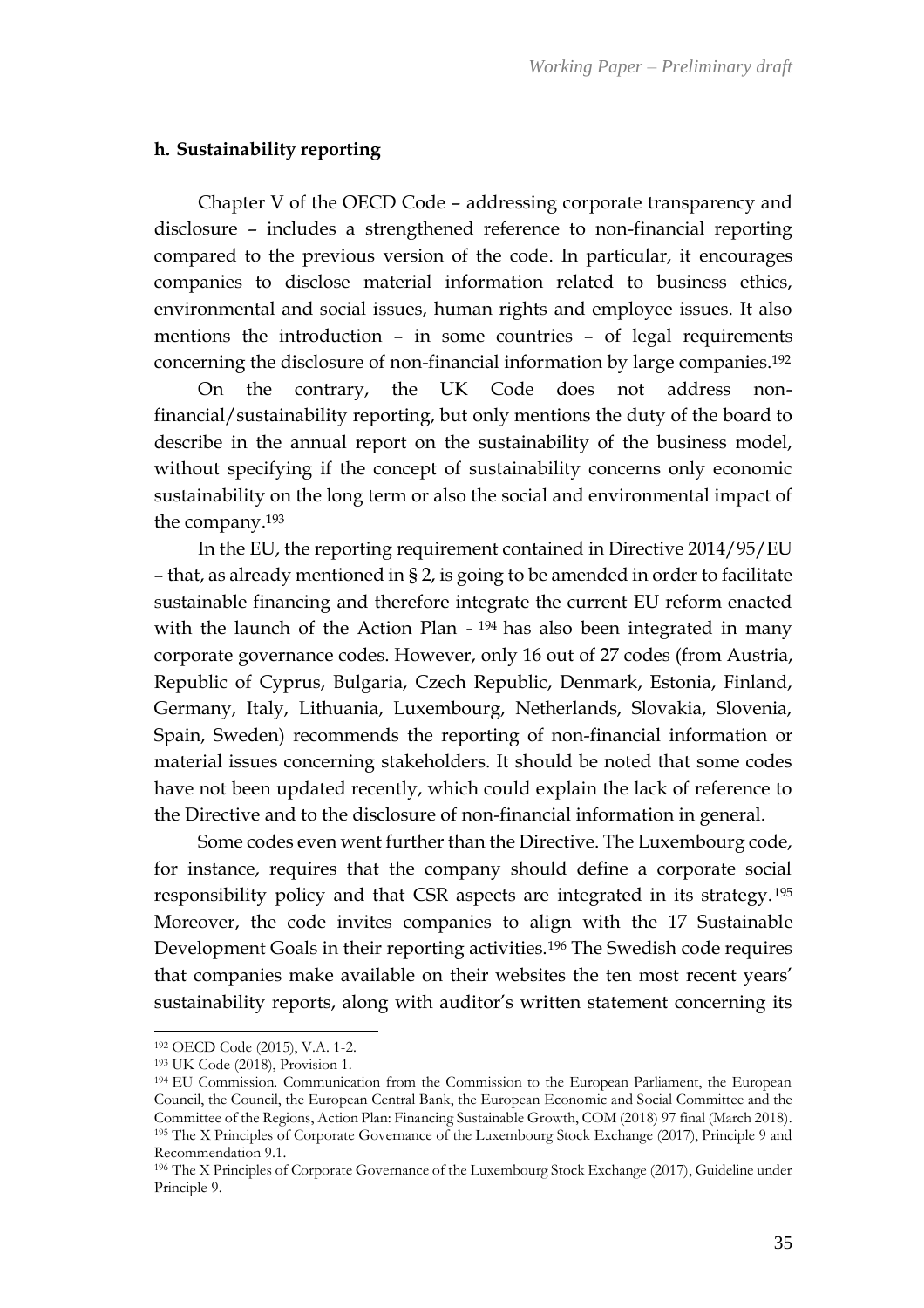#### h. Sustainability reporting

Chapter V of the OECD Code – addressing corporate transparency and disclosure – includes a strengthened reference to non-financial reporting compared to the previous version of the code. In particular, it encourages companies to disclose material information related to business ethics, environmental and social issues, human rights and employee issues. It also mentions the introduction – in some countries – of legal requirements concerning the disclosure of non-financial information by large companies.[192]

On the contrary, the UK Code does not address non-financial/sustainability reporting, but only mentions the duty of the board to describe in the annual report on the sustainability of the business model, without specifying if the concept of sustainability concerns only economic sustainability on the long term or also the social and environmental impact of the company.[193]

In the EU, the reporting requirement contained in Directive 2014/95/EU – that, as already mentioned in § 2, is going to be amended in order to facilitate sustainable financing and therefore integrate the current EU reform enacted with the launch of the Action Plan - [194] has also been integrated in many corporate governance codes. However, only 16 out of 27 codes (from Austria, Republic of Cyprus, Bulgaria, Czech Republic, Denmark, Estonia, Finland, Germany, Italy, Lithuania, Luxembourg, Netherlands, Slovakia, Slovenia, Spain, Sweden) recommends the reporting of non-financial information or material issues concerning stakeholders. It should be noted that some codes have not been updated recently, which could explain the lack of reference to the Directive and to the disclosure of non-financial information in general.

Some codes even went further than the Directive. The Luxembourg code, for instance, requires that the company should define a corporate social responsibility policy and that CSR aspects are integrated in its strategy.[195] Moreover, the code invites companies to align with the 17 Sustainable Development Goals in their reporting activities.[196] The Swedish code requires that companies make available on their websites the ten most recent years' sustainability reports, along with auditor's written statement concerning its

---

[192] OECD Code (2015), V.A. 1-2.

[193] UK Code (2018), Provision 1.

[194] EU Commission. Communication from the Commission to the European Parliament, the European Council, the Council, the European Central Bank, the European Economic and Social Committee and the Committee of the Regions, Action Plan: Financing Sustainable Growth, COM (2018) 97 final (March 2018).

[195] The X Principles of Corporate Governance of the Luxembourg Stock Exchange (2017), Principle 9 and Recommendation 9.1.

[196] The X Principles of Corporate Governance of the Luxembourg Stock Exchange (2017), Guideline under Principle 9.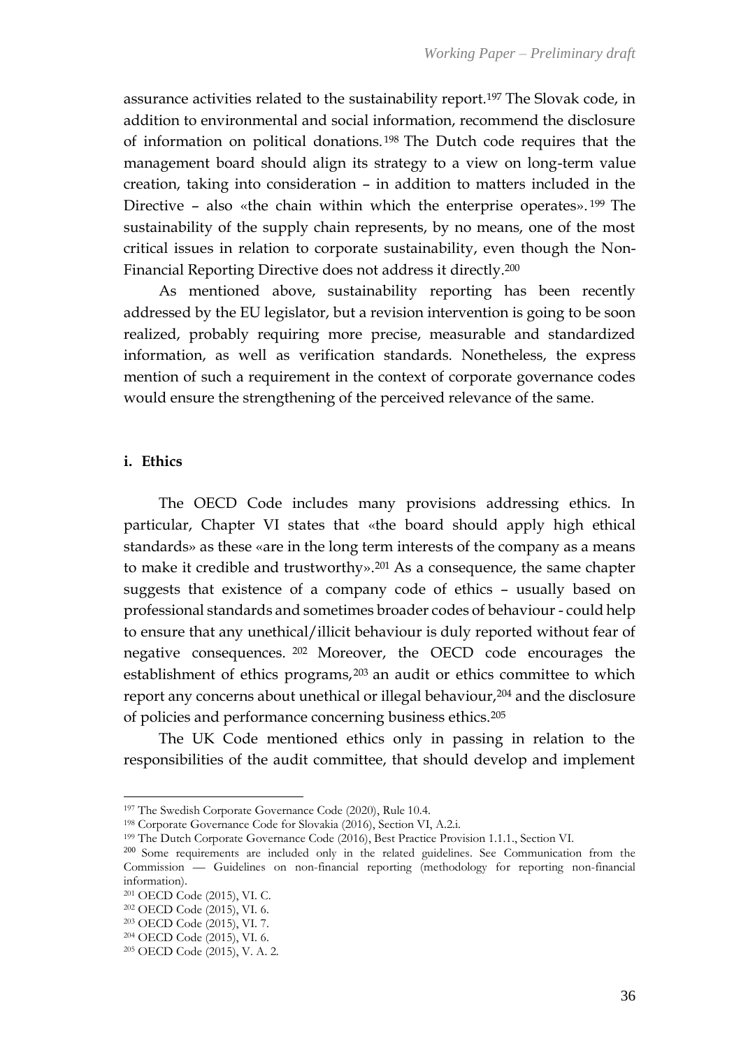assurance activities related to the sustainability report.[197] The Slovak code, in addition to environmental and social information, recommend the disclosure of information on political donations.[198] The Dutch code requires that the management board should align its strategy to a view on long-term value creation, taking into consideration – in addition to matters included in the Directive – also «the chain within which the enterprise operates».[199] The sustainability of the supply chain represents, by no means, one of the most critical issues in relation to corporate sustainability, even though the Non-Financial Reporting Directive does not address it directly.[200]

As mentioned above, sustainability reporting has been recently addressed by the EU legislator, but a revision intervention is going to be soon realized, probably requiring more precise, measurable and standardized information, as well as verification standards. Nonetheless, the express mention of such a requirement in the context of corporate governance codes would ensure the strengthening of the perceived relevance of the same.

#### i. Ethics

The OECD Code includes many provisions addressing ethics. In particular, Chapter VI states that «the board should apply high ethical standards» as these «are in the long term interests of the company as a means to make it credible and trustworthy».[201] As a consequence, the same chapter suggests that existence of a company code of ethics – usually based on professional standards and sometimes broader codes of behaviour - could help to ensure that any unethical/illicit behaviour is duly reported without fear of negative consequences.[202] Moreover, the OECD code encourages the establishment of ethics programs,[203] an audit or ethics committee to which report any concerns about unethical or illegal behaviour,[204] and the disclosure of policies and performance concerning business ethics.[205]

The UK Code mentioned ethics only in passing in relation to the responsibilities of the audit committee, that should develop and implement

---

[197] The Swedish Corporate Governance Code (2020), Rule 10.4.

[198] Corporate Governance Code for Slovakia (2016), Section VI, A.2.i.

[199] The Dutch Corporate Governance Code (2016), Best Practice Provision 1.1.1., Section VI.

[200] Some requirements are included only in the related guidelines. See Communication from the Commission — Guidelines on non-financial reporting (methodology for reporting non-financial information).

[201] OECD Code (2015), VI. C.

[202] OECD Code (2015), VI. 6.

[203] OECD Code (2015), VI. 7.

[204] OECD Code (2015), VI. 6.

[205] OECD Code (2015), V. A. 2.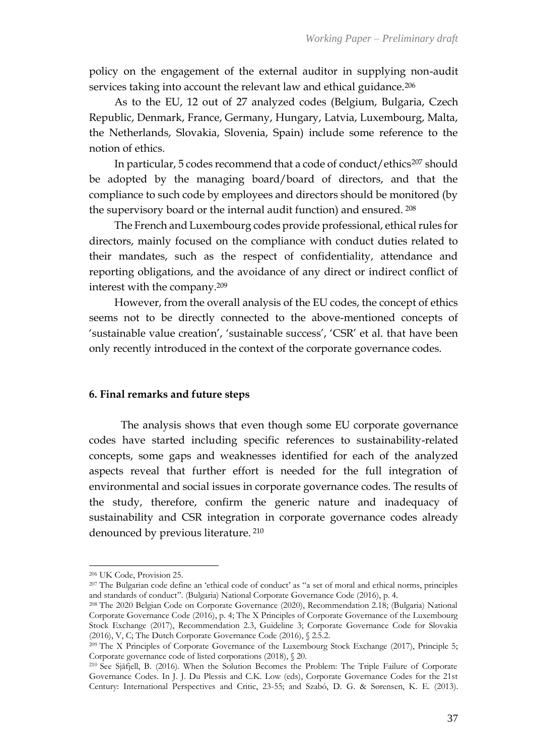policy on the engagement of the external auditor in supplying non-audit services taking into account the relevant law and ethical guidance.[206]

As to the EU, 12 out of 27 analyzed codes (Belgium, Bulgaria, Czech Republic, Denmark, France, Germany, Hungary, Latvia, Luxembourg, Malta, the Netherlands, Slovakia, Slovenia, Spain) include some reference to the notion of ethics.

In particular, 5 codes recommend that a code of conduct/ethics[207] should be adopted by the managing board/board of directors, and that the compliance to such code by employees and directors should be monitored (by the supervisory board or the internal audit function) and ensured. [208]

The French and Luxembourg codes provide professional, ethical rules for directors, mainly focused on the compliance with conduct duties related to their mandates, such as the respect of confidentiality, attendance and reporting obligations, and the avoidance of any direct or indirect conflict of interest with the company.[209]

However, from the overall analysis of the EU codes, the concept of ethics seems not to be directly connected to the above-mentioned concepts of 'sustainable value creation', 'sustainable success', 'CSR' et al. that have been only recently introduced in the context of the corporate governance codes.

## 6. Final remarks and future steps

The analysis shows that even though some EU corporate governance codes have started including specific references to sustainability-related concepts, some gaps and weaknesses identified for each of the analyzed aspects reveal that further effort is needed for the full integration of environmental and social issues in corporate governance codes. The results of the study, therefore, confirm the generic nature and inadequacy of sustainability and CSR integration in corporate governance codes already denounced by previous literature. [210]

---

[206] UK Code, Provision 25.

[207] The Bulgarian code define an 'ethical code of conduct' as "a set of moral and ethical norms, principles and standards of conduct". (Bulgaria) National Corporate Governance Code (2016), p. 4.

[208] The 2020 Belgian Code on Corporate Governance (2020), Recommendation 2.18; (Bulgaria) National Corporate Governance Code (2016), p. 4; The X Principles of Corporate Governance of the Luxembourg Stock Exchange (2017), Recommendation 2.3, Guideline 3; Corporate Governance Code for Slovakia (2016), V, C; The Dutch Corporate Governance Code (2016), § 2.5.2.

[209] The X Principles of Corporate Governance of the Luxembourg Stock Exchange (2017), Principle 5; Corporate governance code of listed corporations (2018), § 20.

[210] See Sjåfjell, B. (2016). When the Solution Becomes the Problem: The Triple Failure of Corporate Governance Codes. In J. J. Du Plessis and C.K. Low (eds), Corporate Governance Codes for the 21st Century: International Perspectives and Critic, 23-55; and Szabó, D. G. & Sørensen, K. E. (2013).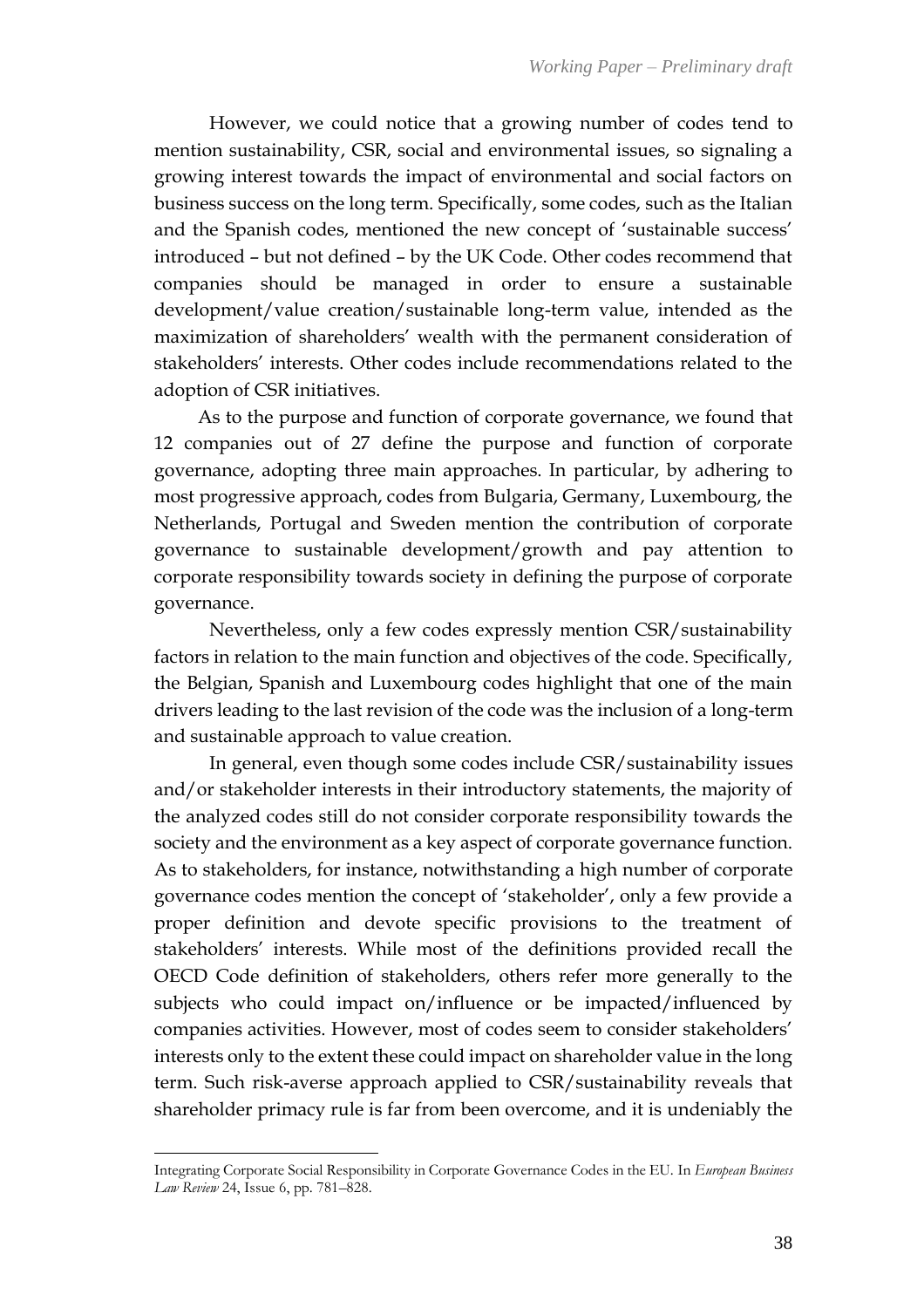However, we could notice that a growing number of codes tend to mention sustainability, CSR, social and environmental issues, so signaling a growing interest towards the impact of environmental and social factors on business success on the long term. Specifically, some codes, such as the Italian and the Spanish codes, mentioned the new concept of 'sustainable success' introduced – but not defined – by the UK Code. Other codes recommend that companies should be managed in order to ensure a sustainable development/value creation/sustainable long-term value, intended as the maximization of shareholders' wealth with the permanent consideration of stakeholders' interests. Other codes include recommendations related to the adoption of CSR initiatives.

As to the purpose and function of corporate governance, we found that 12 companies out of 27 define the purpose and function of corporate governance, adopting three main approaches. In particular, by adhering to most progressive approach, codes from Bulgaria, Germany, Luxembourg, the Netherlands, Portugal and Sweden mention the contribution of corporate governance to sustainable development/growth and pay attention to corporate responsibility towards society in defining the purpose of corporate governance.

Nevertheless, only a few codes expressly mention CSR/sustainability factors in relation to the main function and objectives of the code. Specifically, the Belgian, Spanish and Luxembourg codes highlight that one of the main drivers leading to the last revision of the code was the inclusion of a long-term and sustainable approach to value creation.

In general, even though some codes include CSR/sustainability issues and/or stakeholder interests in their introductory statements, the majority of the analyzed codes still do not consider corporate responsibility towards the society and the environment as a key aspect of corporate governance function. As to stakeholders, for instance, notwithstanding a high number of corporate governance codes mention the concept of 'stakeholder', only a few provide a proper definition and devote specific provisions to the treatment of stakeholders' interests. While most of the definitions provided recall the OECD Code definition of stakeholders, others refer more generally to the subjects who could impact on/influence or be impacted/influenced by companies activities. However, most of codes seem to consider stakeholders' interests only to the extent these could impact on shareholder value in the long term. Such risk-averse approach applied to CSR/sustainability reveals that shareholder primacy rule is far from been overcome, and it is undeniably the

---

Integrating Corporate Social Responsibility in Corporate Governance Codes in the EU. In *European Business Law Review* 24, Issue 6, pp. 781–828.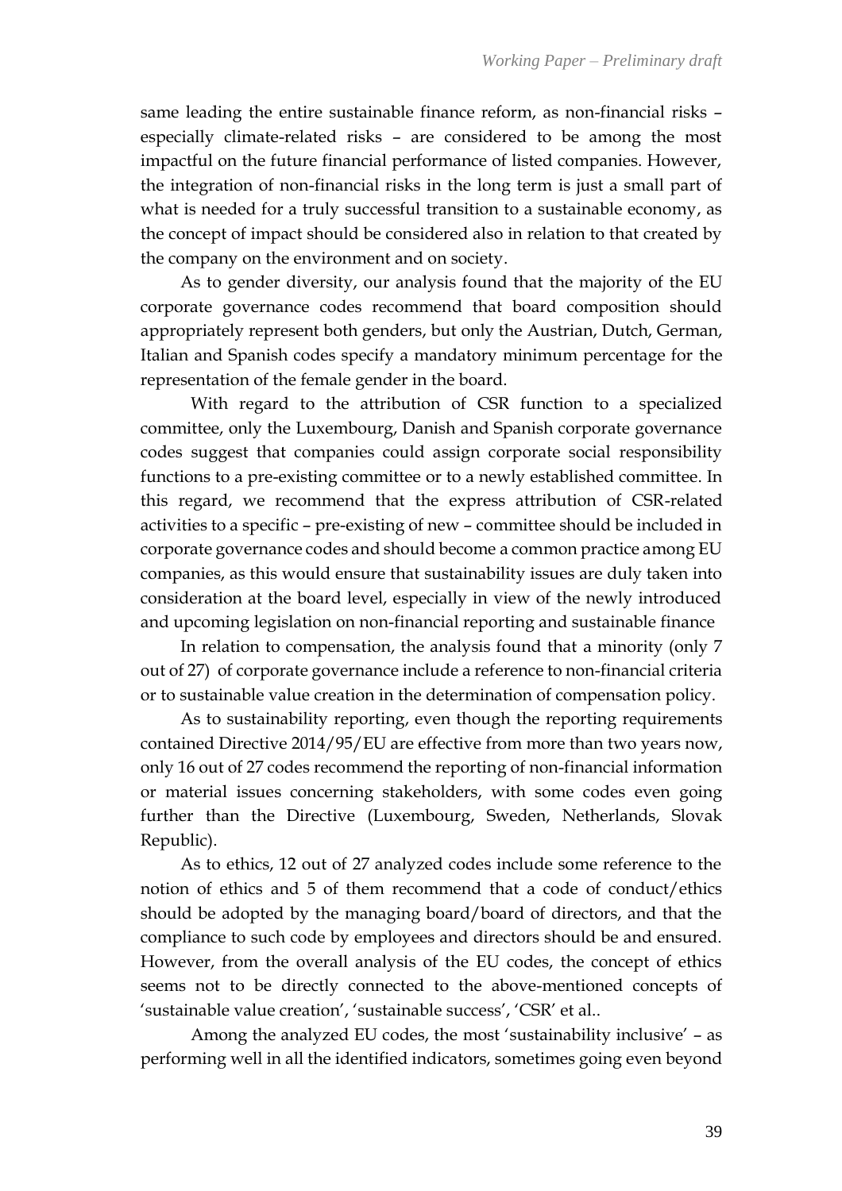same leading the entire sustainable finance reform, as non-financial risks – especially climate-related risks – are considered to be among the most impactful on the future financial performance of listed companies. However, the integration of non-financial risks in the long term is just a small part of what is needed for a truly successful transition to a sustainable economy, as the concept of impact should be considered also in relation to that created by the company on the environment and on society.

As to gender diversity, our analysis found that the majority of the EU corporate governance codes recommend that board composition should appropriately represent both genders, but only the Austrian, Dutch, German, Italian and Spanish codes specify a mandatory minimum percentage for the representation of the female gender in the board.

With regard to the attribution of CSR function to a specialized committee, only the Luxembourg, Danish and Spanish corporate governance codes suggest that companies could assign corporate social responsibility functions to a pre-existing committee or to a newly established committee. In this regard, we recommend that the express attribution of CSR-related activities to a specific – pre-existing of new – committee should be included in corporate governance codes and should become a common practice among EU companies, as this would ensure that sustainability issues are duly taken into consideration at the board level, especially in view of the newly introduced and upcoming legislation on non-financial reporting and sustainable finance

In relation to compensation, the analysis found that a minority (only 7 out of 27) of corporate governance include a reference to non-financial criteria or to sustainable value creation in the determination of compensation policy.

As to sustainability reporting, even though the reporting requirements contained Directive 2014/95/EU are effective from more than two years now, only 16 out of 27 codes recommend the reporting of non-financial information or material issues concerning stakeholders, with some codes even going further than the Directive (Luxembourg, Sweden, Netherlands, Slovak Republic).

As to ethics, 12 out of 27 analyzed codes include some reference to the notion of ethics and 5 of them recommend that a code of conduct/ethics should be adopted by the managing board/board of directors, and that the compliance to such code by employees and directors should be and ensured. However, from the overall analysis of the EU codes, the concept of ethics seems not to be directly connected to the above-mentioned concepts of 'sustainable value creation', 'sustainable success', 'CSR' et al..

Among the analyzed EU codes, the most 'sustainability inclusive' – as performing well in all the identified indicators, sometimes going even beyond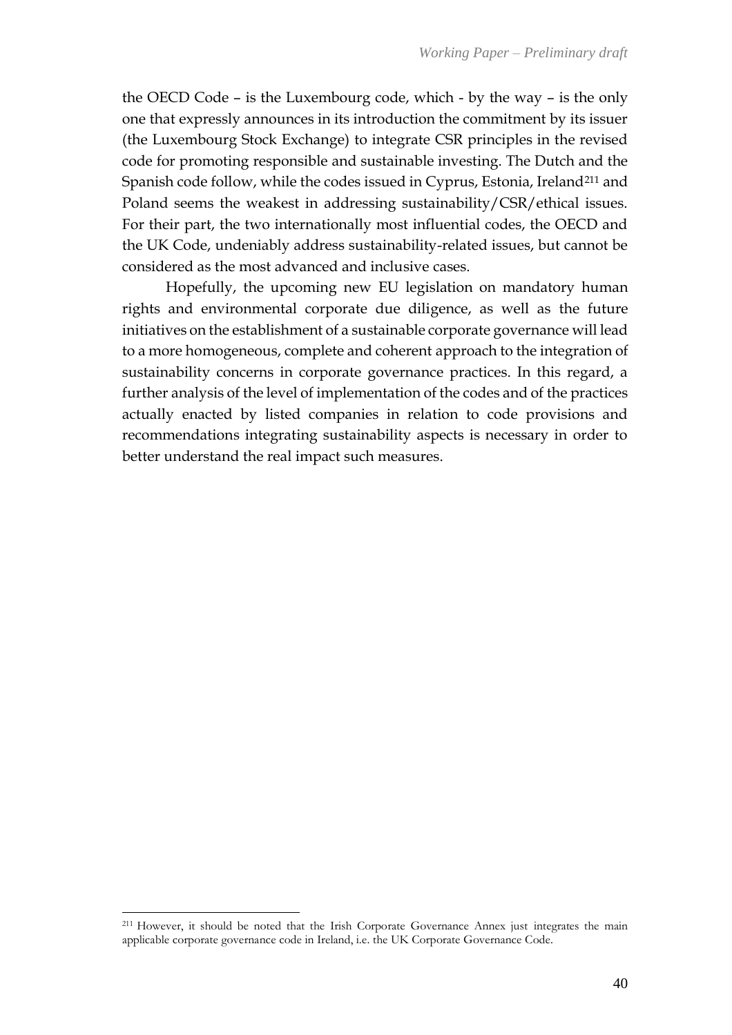the OECD Code – is the Luxembourg code, which - by the way – is the only one that expressly announces in its introduction the commitment by its issuer (the Luxembourg Stock Exchange) to integrate CSR principles in the revised code for promoting responsible and sustainable investing. The Dutch and the Spanish code follow, while the codes issued in Cyprus, Estonia, Ireland[211] and Poland seems the weakest in addressing sustainability/CSR/ethical issues. For their part, the two internationally most influential codes, the OECD and the UK Code, undeniably address sustainability-related issues, but cannot be considered as the most advanced and inclusive cases.

Hopefully, the upcoming new EU legislation on mandatory human rights and environmental corporate due diligence, as well as the future initiatives on the establishment of a sustainable corporate governance will lead to a more homogeneous, complete and coherent approach to the integration of sustainability concerns in corporate governance practices. In this regard, a further analysis of the level of implementation of the codes and of the practices actually enacted by listed companies in relation to code provisions and recommendations integrating sustainability aspects is necessary in order to better understand the real impact such measures.

[211] However, it should be noted that the Irish Corporate Governance Annex just integrates the main applicable corporate governance code in Ireland, i.e. the UK Corporate Governance Code.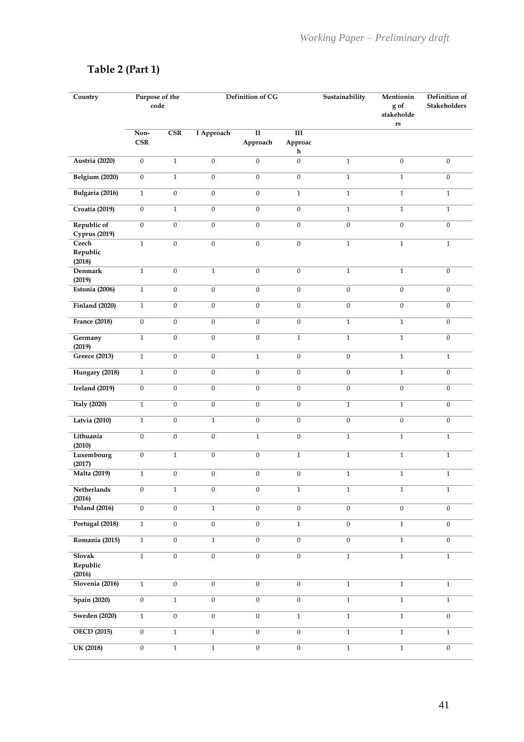## Table 2 (Part 1)

| Country | Purpose of the code | | Definition of CG | | | Sustainability | Mentioning of stakeholders | Definition of Stakeholders |
|---|---|---|---|---|---|---|---|---|
| | Non-CSR | CSR | I Approach | II Approach | III Approach | | | |
| Austria (2020) | 0 | 1 | 0 | 0 | 0 | 1 | 0 | 0 |
| Belgium (2020) | 0 | 1 | 0 | 0 | 0 | 1 | 1 | 0 |
| Bulgaria (2016) | 1 | 0 | 0 | 0 | 1 | 1 | 1 | 1 |
| Croatia (2019) | 0 | 1 | 0 | 0 | 0 | 1 | 1 | 1 |
| Republic of Cyprus (2019) | 0 | 0 | 0 | 0 | 0 | 0 | 0 | 0 |
| Czech Republic (2018) | 1 | 0 | 0 | 0 | 0 | 1 | 1 | 1 |
| Denmark (2019) | 1 | 0 | 1 | 0 | 0 | 1 | 1 | 0 |
| Estonia (2006) | 1 | 0 | 0 | 0 | 0 | 0 | 0 | 0 |
| Finland (2020) | 1 | 0 | 0 | 0 | 0 | 0 | 0 | 0 |
| France (2018) | 0 | 0 | 0 | 0 | 0 | 1 | 1 | 0 |
| Germany (2019) | 1 | 0 | 0 | 0 | 1 | 1 | 1 | 0 |
| Greece (2013) | 1 | 0 | 0 | 1 | 0 | 0 | 1 | 1 |
| Hungary (2018) | 1 | 0 | 0 | 0 | 0 | 0 | 1 | 0 |
| Ireland (2019) | 0 | 0 | 0 | 0 | 0 | 0 | 0 | 0 |
| Italy (2020) | 1 | 0 | 0 | 0 | 0 | 1 | 1 | 0 |
| Latvia (2010) | 1 | 0 | 1 | 0 | 0 | 0 | 0 | 0 |
| Lithuania (2010) | 0 | 0 | 0 | 1 | 0 | 1 | 1 | 1 |
| Luxembourg (2017) | 0 | 1 | 0 | 0 | 1 | 1 | 1 | 1 |
| Malta (2019) | 1 | 0 | 0 | 0 | 0 | 1 | 1 | 1 |
| Netherlands (2016) | 0 | 1 | 0 | 0 | 1 | 1 | 1 | 1 |
| Poland (2016) | 0 | 0 | 1 | 0 | 0 | 0 | 0 | 0 |
| Portugal (2018) | 1 | 0 | 0 | 0 | 1 | 0 | 1 | 0 |
| Romania (2015) | 1 | 0 | 1 | 0 | 0 | 0 | 1 | 0 |
| Slovak Republic (2016) | 1 | 0 | 0 | 0 | 0 | 1 | 1 | 1 |
| Slovenia (2016) | 1 | 0 | 0 | 0 | 0 | 1 | 1 | 1 |
| Spain (2020) | 0 | 1 | 0 | 0 | 0 | 1 | 1 | 1 |
| Sweden (2020) | 1 | 0 | 0 | 0 | 1 | 1 | 1 | 0 |
| OECD (2015) | 0 | 1 | 1 | 0 | 0 | 1 | 1 | 1 |
| UK (2018) | 0 | 1 | 1 | 0 | 0 | 1 | 1 | 0 |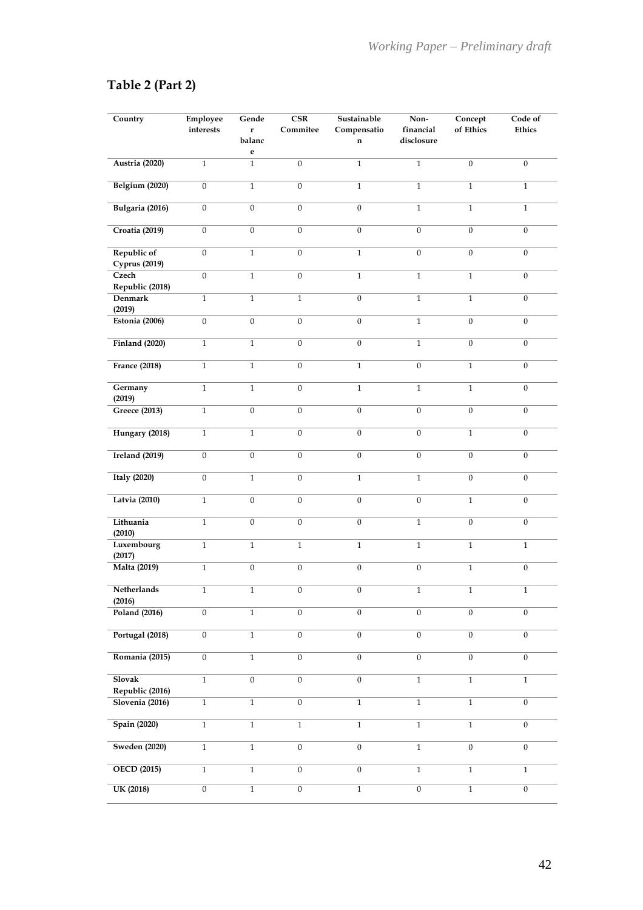## Table 2 (Part 2)

| Country | Employee interests | Gender balance | CSR Commitee | Sustainable Compensation | Non-financial disclosure | Concept of Ethics | Code of Ethics |
|---|---|---|---|---|---|---|---|
| **Austria (2020)** | 1 | 1 | 0 | 1 | 1 | 0 | 0 |
| **Belgium (2020)** | 0 | 1 | 0 | 1 | 1 | 1 | 1 |
| **Bulgaria (2016)** | 0 | 0 | 0 | 0 | 1 | 1 | 1 |
| **Croatia (2019)** | 0 | 0 | 0 | 0 | 0 | 0 | 0 |
| **Republic of Cyprus (2019)** | 0 | 1 | 0 | 1 | 0 | 0 | 0 |
| **Czech Republic (2018)** | 0 | 1 | 0 | 1 | 1 | 1 | 0 |
| **Denmark (2019)** | 1 | 1 | 1 | 0 | 1 | 1 | 0 |
| **Estonia (2006)** | 0 | 0 | 0 | 0 | 1 | 0 | 0 |
| **Finland (2020)** | 1 | 1 | 0 | 0 | 1 | 0 | 0 |
| **France (2018)** | 1 | 1 | 0 | 1 | 0 | 1 | 0 |
| **Germany (2019)** | 1 | 1 | 0 | 1 | 1 | 1 | 0 |
| **Greece (2013)** | 1 | 0 | 0 | 0 | 0 | 0 | 0 |
| **Hungary (2018)** | 1 | 1 | 0 | 0 | 0 | 1 | 0 |
| **Ireland (2019)** | 0 | 0 | 0 | 0 | 0 | 0 | 0 |
| **Italy (2020)** | 0 | 1 | 0 | 1 | 1 | 0 | 0 |
| **Latvia (2010)** | 1 | 0 | 0 | 0 | 0 | 1 | 0 |
| **Lithuania (2010)** | 1 | 0 | 0 | 0 | 1 | 0 | 0 |
| **Luxembourg (2017)** | 1 | 1 | 1 | 1 | 1 | 1 | 1 |
| **Malta (2019)** | 1 | 0 | 0 | 0 | 0 | 1 | 0 |
| **Netherlands (2016)** | 1 | 1 | 0 | 0 | 1 | 1 | 1 |
| **Poland (2016)** | 0 | 1 | 0 | 0 | 0 | 0 | 0 |
| **Portugal (2018)** | 0 | 1 | 0 | 0 | 0 | 0 | 0 |
| **Romania (2015)** | 0 | 1 | 0 | 0 | 0 | 0 | 0 |
| **Slovak Republic (2016)** | 1 | 0 | 0 | 0 | 1 | 1 | 1 |
| **Slovenia (2016)** | 1 | 1 | 0 | 1 | 1 | 1 | 0 |
| **Spain (2020)** | 1 | 1 | 1 | 1 | 1 | 1 | 0 |
| **Sweden (2020)** | 1 | 1 | 0 | 0 | 1 | 0 | 0 |
| **OECD (2015)** | 1 | 1 | 0 | 0 | 1 | 1 | 1 |
| **UK (2018)** | 0 | 1 | 0 | 1 | 0 | 1 | 0 |